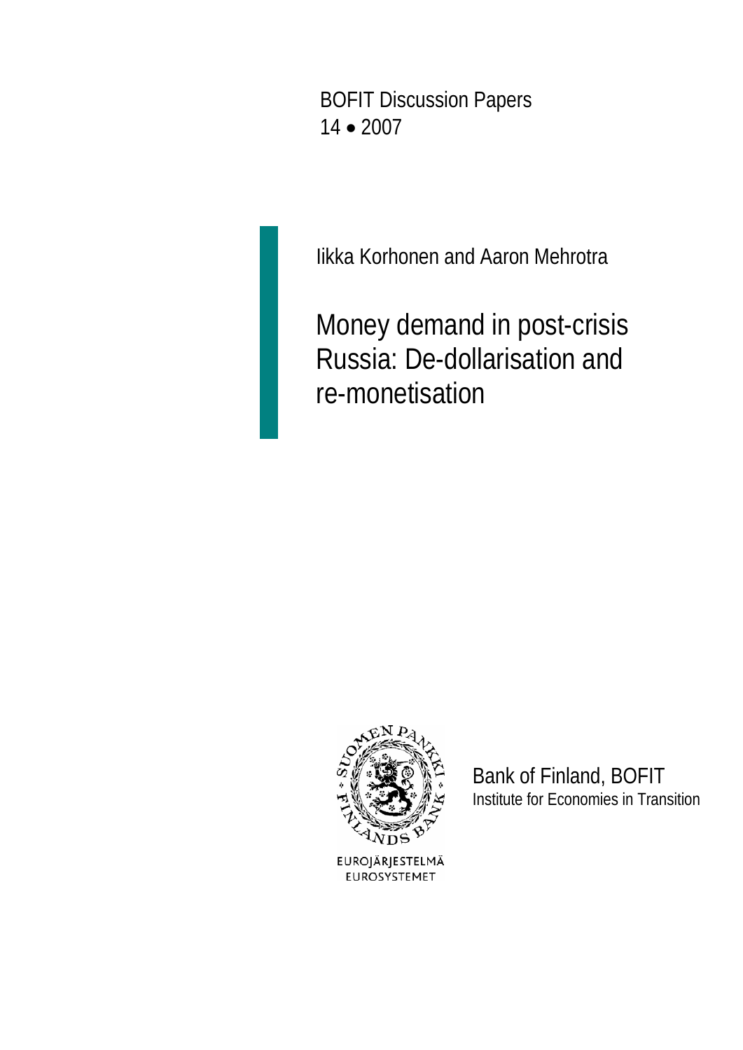BOFIT Discussion Papers
14 • 2007

Iikka Korhonen and Aaron Mehrotra

# Money demand in post-crisis Russia: De-dollarisation and re-monetisation

EUROJÄRJESTELMÄ
EUROSYSTEMET

Bank of Finland, BOFIT
Institute for Economies in Transition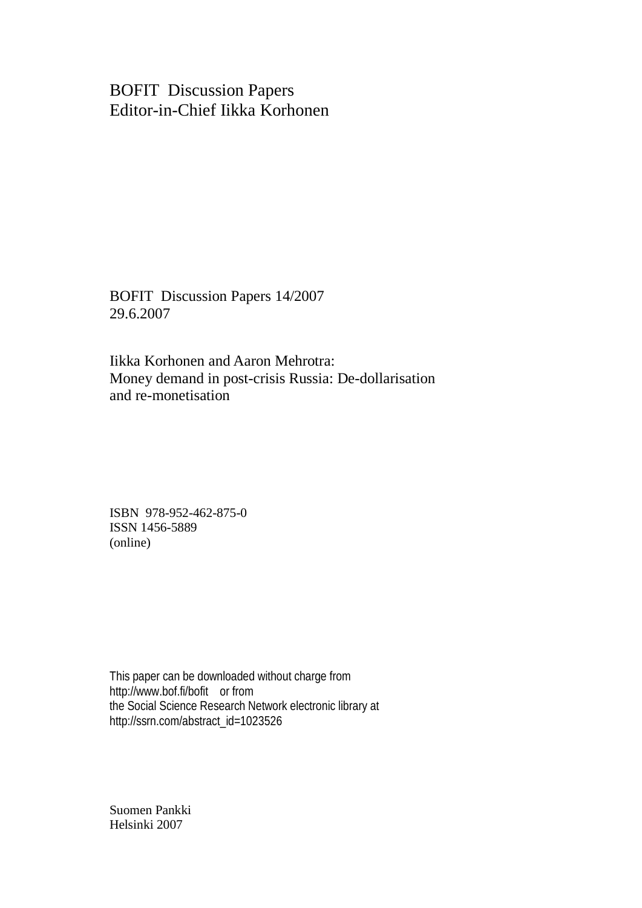BOFIT Discussion Papers
Editor-in-Chief Iikka Korhonen

BOFIT Discussion Papers 14/2007
29.6.2007

Iikka Korhonen and Aaron Mehrotra:
Money demand in post-crisis Russia: De-dollarisation and re-monetisation

ISBN 978-952-462-875-0
ISSN 1456-5889
(online)

This paper can be downloaded without charge from
http://www.bof.fi/bofit or from
the Social Science Research Network electronic library at
http://ssrn.com/abstract_id=1023526

Suomen Pankki
Helsinki 2007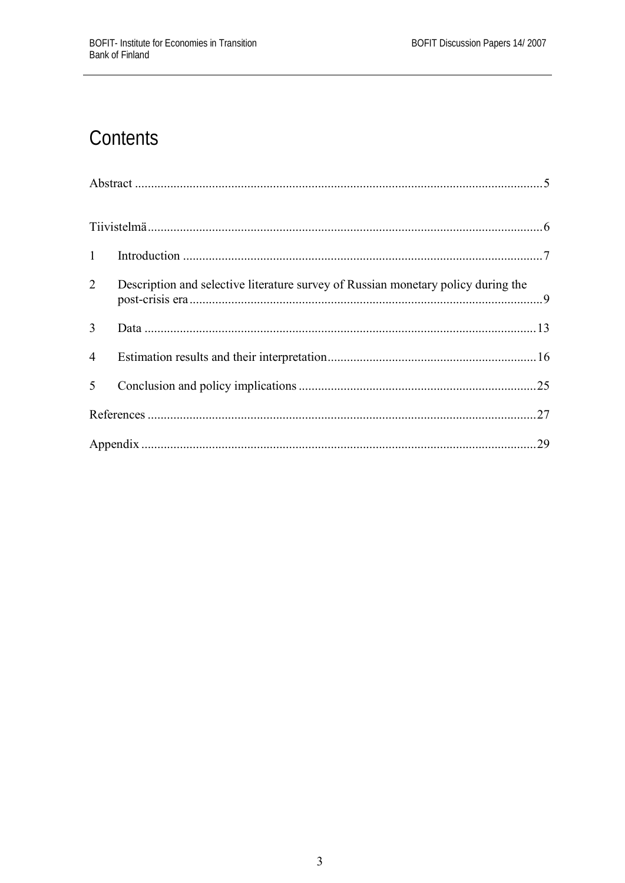# Contents

Abstract ....................................................................................................................5

Tiivistelmä..................................................................................................................6

1 Introduction ......................................................................................................7

2 Description and selective literature survey of Russian monetary policy during the post-crisis era .....................................................................................................9

3 Data ..................................................................................................................13

4 Estimation results and their interpretation.......................................................16

5 Conclusion and policy implications ................................................................25

References ................................................................................................................27

Appendix ..................................................................................................................29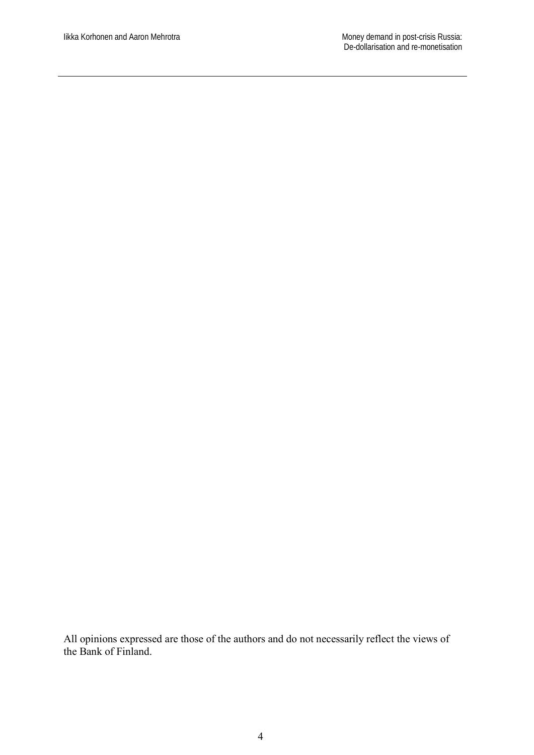All opinions expressed are those of the authors and do not necessarily reflect the views of the Bank of Finland.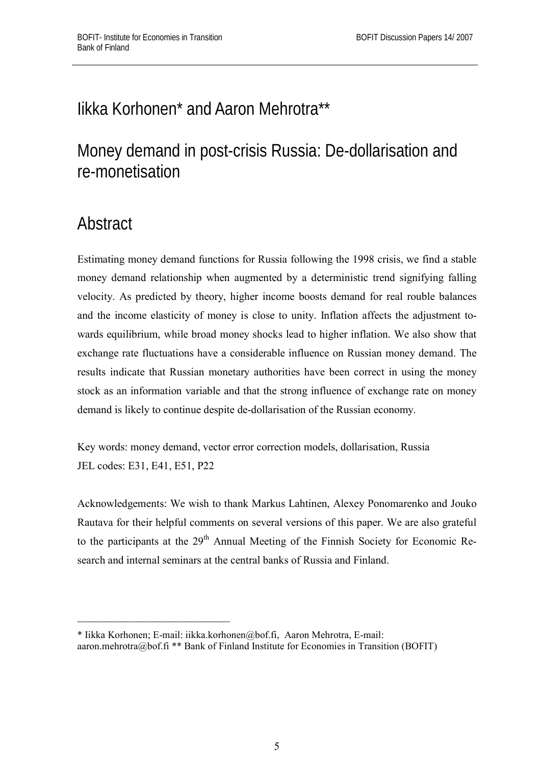# Iikka Korhonen* and Aaron Mehrotra**

# Money demand in post-crisis Russia: De-dollarisation and re-monetisation

## Abstract

Estimating money demand functions for Russia following the 1998 crisis, we find a stable money demand relationship when augmented by a deterministic trend signifying falling velocity. As predicted by theory, higher income boosts demand for real rouble balances and the income elasticity of money is close to unity. Inflation affects the adjustment towards equilibrium, while broad money shocks lead to higher inflation. We also show that exchange rate fluctuations have a considerable influence on Russian money demand. The results indicate that Russian monetary authorities have been correct in using the money stock as an information variable and that the strong influence of exchange rate on money demand is likely to continue despite de-dollarisation of the Russian economy.

Key words: money demand, vector error correction models, dollarisation, Russia
JEL codes: E31, E41, E51, P22

Acknowledgements: We wish to thank Markus Lahtinen, Alexey Ponomarenko and Jouko Rautava for their helpful comments on several versions of this paper. We are also grateful to the participants at the 29th Annual Meeting of the Finnish Society for Economic Research and internal seminars at the central banks of Russia and Finland.

---

* Iikka Korhonen; E-mail: iikka.korhonen@bof.fi, Aaron Mehrotra, E-mail: aaron.mehrotra@bof.fi ** Bank of Finland Institute for Economies in Transition (BOFIT)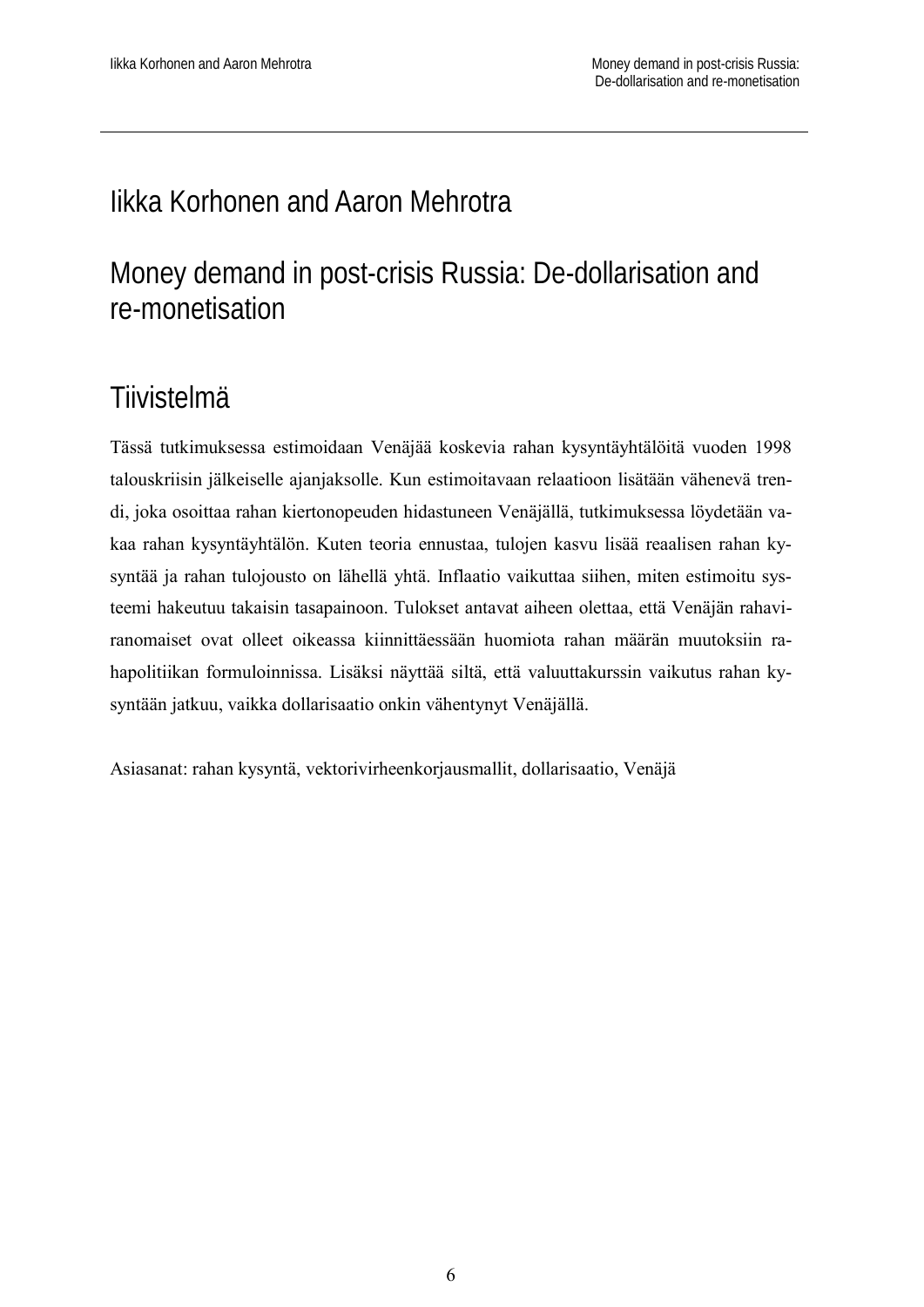# Iikka Korhonen and Aaron Mehrotra

# Money demand in post-crisis Russia: De-dollarisation and re-monetisation

## Tiivistelmä

Tässä tutkimuksessa estimoidaan Venäjää koskevia rahan kysyntäyhtälöitä vuoden 1998 talouskriisin jälkeiselle ajanjaksolle. Kun estimoitavaan relaatioon lisätään vähenevä trendi, joka osoittaa rahan kiertonopeuden hidastuneen Venäjällä, tutkimuksessa löydetään vakaa rahan kysyntäyhtälön. Kuten teoria ennustaa, tulojen kasvu lisää reaalisen rahan kysyntää ja rahan tulojousto on lähellä yhtä. Inflaatio vaikuttaa siihen, miten estimoitu systeemi hakeutuu takaisin tasapainoon. Tulokset antavat aiheen olettaa, että Venäjän rahaviranomaiset ovat olleet oikeassa kiinnittäessään huomiota rahan määrän muutoksiin rahapolitiikan formuloinnissa. Lisäksi näyttää siltä, että valuuttakurssin vaikutus rahan kysyntään jatkuu, vaikka dollarisaatio onkin vähentynyt Venäjällä.

Asiasanat: rahan kysyntä, vektorivirheenkorjausmallit, dollarisaatio, Venäjä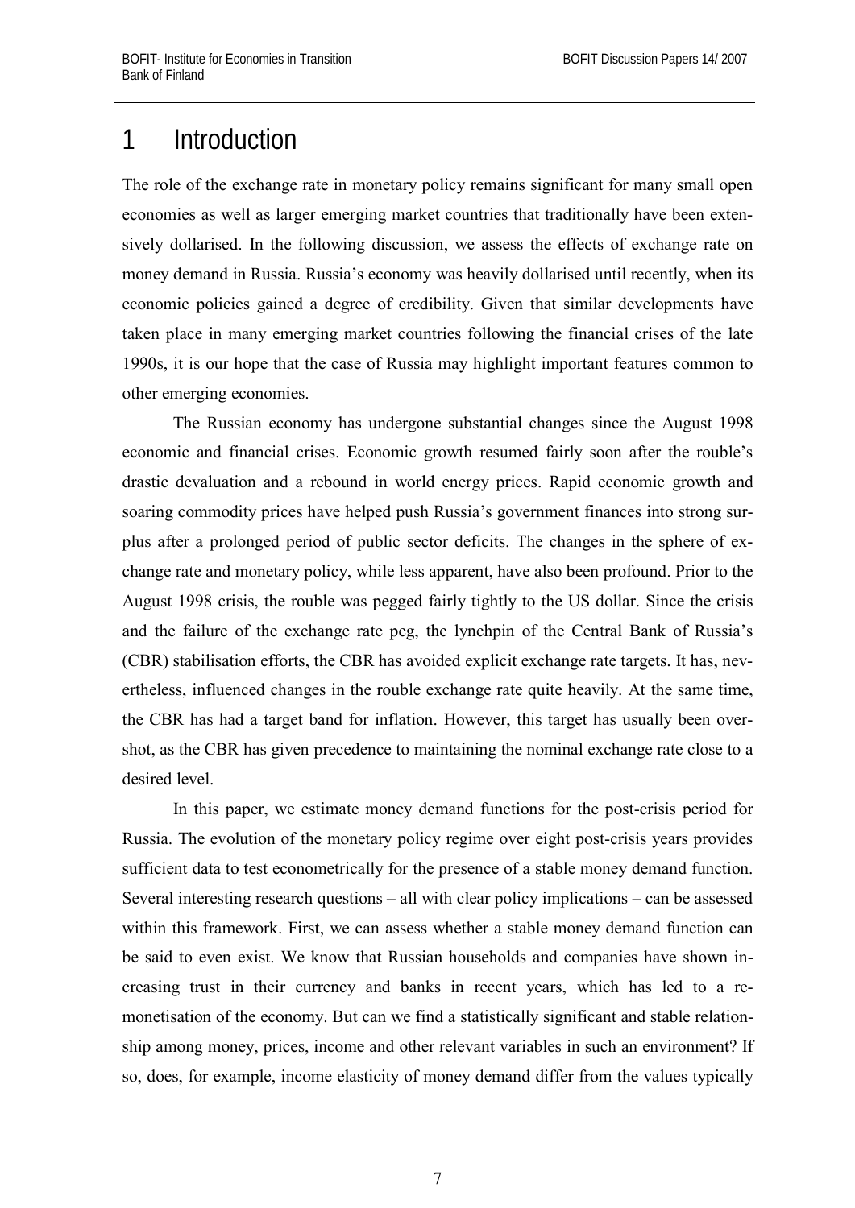# 1 Introduction

The role of the exchange rate in monetary policy remains significant for many small open economies as well as larger emerging market countries that traditionally have been extensively dollarised. In the following discussion, we assess the effects of exchange rate on money demand in Russia. Russia's economy was heavily dollarised until recently, when its economic policies gained a degree of credibility. Given that similar developments have taken place in many emerging market countries following the financial crises of the late 1990s, it is our hope that the case of Russia may highlight important features common to other emerging economies.

The Russian economy has undergone substantial changes since the August 1998 economic and financial crises. Economic growth resumed fairly soon after the rouble's drastic devaluation and a rebound in world energy prices. Rapid economic growth and soaring commodity prices have helped push Russia's government finances into strong surplus after a prolonged period of public sector deficits. The changes in the sphere of exchange rate and monetary policy, while less apparent, have also been profound. Prior to the August 1998 crisis, the rouble was pegged fairly tightly to the US dollar. Since the crisis and the failure of the exchange rate peg, the lynchpin of the Central Bank of Russia's (CBR) stabilisation efforts, the CBR has avoided explicit exchange rate targets. It has, nevertheless, influenced changes in the rouble exchange rate quite heavily. At the same time, the CBR has had a target band for inflation. However, this target has usually been overshot, as the CBR has given precedence to maintaining the nominal exchange rate close to a desired level.

In this paper, we estimate money demand functions for the post-crisis period for Russia. The evolution of the monetary policy regime over eight post-crisis years provides sufficient data to test econometrically for the presence of a stable money demand function. Several interesting research questions – all with clear policy implications – can be assessed within this framework. First, we can assess whether a stable money demand function can be said to even exist. We know that Russian households and companies have shown increasing trust in their currency and banks in recent years, which has led to a remonetisation of the economy. But can we find a statistically significant and stable relationship among money, prices, income and other relevant variables in such an environment? If so, does, for example, income elasticity of money demand differ from the values typically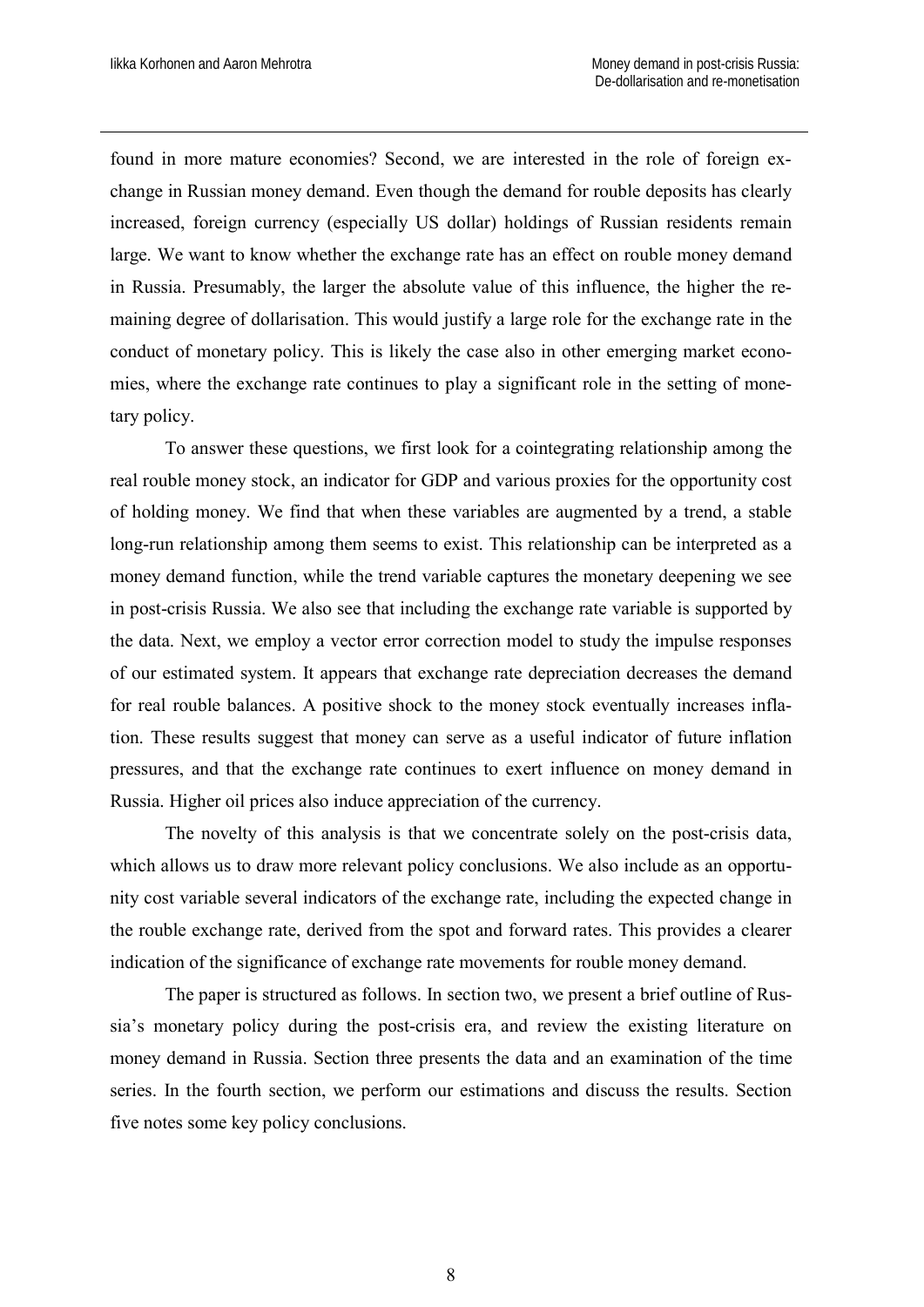found in more mature economies? Second, we are interested in the role of foreign exchange in Russian money demand. Even though the demand for rouble deposits has clearly increased, foreign currency (especially US dollar) holdings of Russian residents remain large. We want to know whether the exchange rate has an effect on rouble money demand in Russia. Presumably, the larger the absolute value of this influence, the higher the remaining degree of dollarisation. This would justify a large role for the exchange rate in the conduct of monetary policy. This is likely the case also in other emerging market economies, where the exchange rate continues to play a significant role in the setting of monetary policy.

To answer these questions, we first look for a cointegrating relationship among the real rouble money stock, an indicator for GDP and various proxies for the opportunity cost of holding money. We find that when these variables are augmented by a trend, a stable long-run relationship among them seems to exist. This relationship can be interpreted as a money demand function, while the trend variable captures the monetary deepening we see in post-crisis Russia. We also see that including the exchange rate variable is supported by the data. Next, we employ a vector error correction model to study the impulse responses of our estimated system. It appears that exchange rate depreciation decreases the demand for real rouble balances. A positive shock to the money stock eventually increases inflation. These results suggest that money can serve as a useful indicator of future inflation pressures, and that the exchange rate continues to exert influence on money demand in Russia. Higher oil prices also induce appreciation of the currency.

The novelty of this analysis is that we concentrate solely on the post-crisis data, which allows us to draw more relevant policy conclusions. We also include as an opportunity cost variable several indicators of the exchange rate, including the expected change in the rouble exchange rate, derived from the spot and forward rates. This provides a clearer indication of the significance of exchange rate movements for rouble money demand.

The paper is structured as follows. In section two, we present a brief outline of Russia's monetary policy during the post-crisis era, and review the existing literature on money demand in Russia. Section three presents the data and an examination of the time series. In the fourth section, we perform our estimations and discuss the results. Section five notes some key policy conclusions.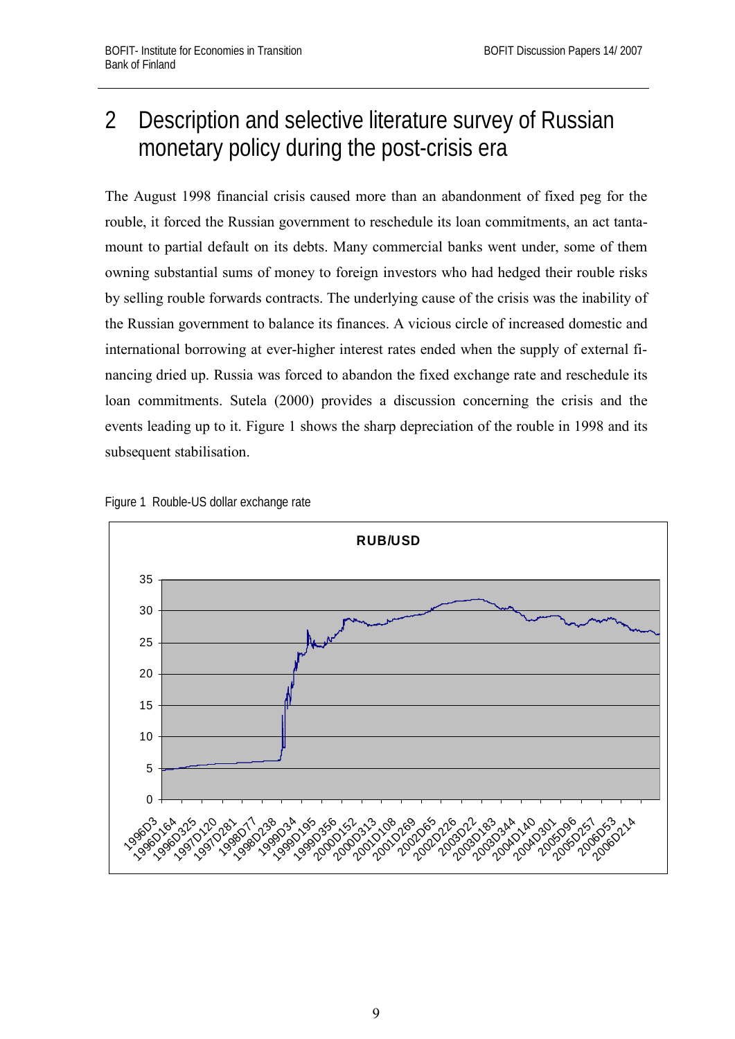# 2 Description and selective literature survey of Russian monetary policy during the post-crisis era

The August 1998 financial crisis caused more than an abandonment of fixed peg for the rouble, it forced the Russian government to reschedule its loan commitments, an act tantamount to partial default on its debts. Many commercial banks went under, some of them owning substantial sums of money to foreign investors who had hedged their rouble risks by selling rouble forwards contracts. The underlying cause of the crisis was the inability of the Russian government to balance its finances. A vicious circle of increased domestic and international borrowing at ever-higher interest rates ended when the supply of external financing dried up. Russia was forced to abandon the fixed exchange rate and reschedule its loan commitments. Sutela (2000) provides a discussion concerning the crisis and the events leading up to it. Figure 1 shows the sharp depreciation of the rouble in 1998 and its subsequent stabilisation.

Figure 1 Rouble-US dollar exchange rate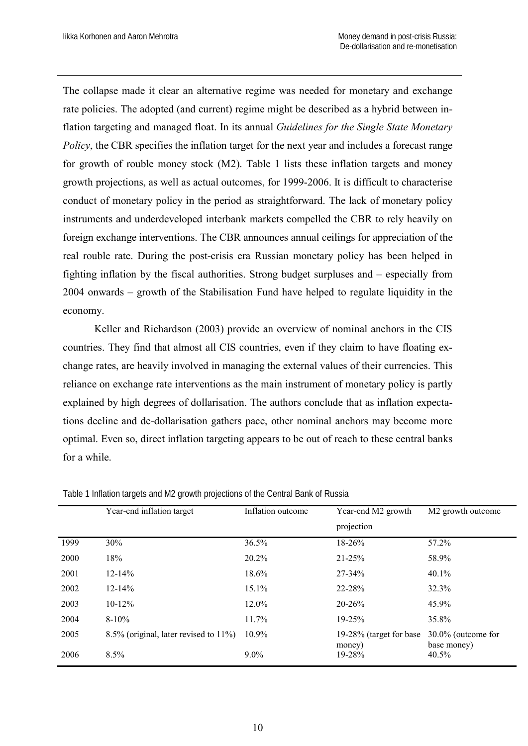The collapse made it clear an alternative regime was needed for monetary and exchange rate policies. The adopted (and current) regime might be described as a hybrid between inflation targeting and managed float. In its annual *Guidelines for the Single State Monetary Policy*, the CBR specifies the inflation target for the next year and includes a forecast range for growth of rouble money stock (M2). Table 1 lists these inflation targets and money growth projections, as well as actual outcomes, for 1999-2006. It is difficult to characterise conduct of monetary policy in the period as straightforward. The lack of monetary policy instruments and underdeveloped interbank markets compelled the CBR to rely heavily on foreign exchange interventions. The CBR announces annual ceilings for appreciation of the real rouble rate. During the post-crisis era Russian monetary policy has been helped in fighting inflation by the fiscal authorities. Strong budget surpluses and – especially from 2004 onwards – growth of the Stabilisation Fund have helped to regulate liquidity in the economy.

Keller and Richardson (2003) provide an overview of nominal anchors in the CIS countries. They find that almost all CIS countries, even if they claim to have floating exchange rates, are heavily involved in managing the external values of their currencies. This reliance on exchange rate interventions as the main instrument of monetary policy is partly explained by high degrees of dollarisation. The authors conclude that as inflation expectations decline and de-dollarisation gathers pace, other nominal anchors may become more optimal. Even so, direct inflation targeting appears to be out of reach to these central banks for a while.

Table 1 Inflation targets and M2 growth projections of the Central Bank of Russia

| | Year-end inflation target | Inflation outcome | Year-end M2 growth projection | M2 growth outcome |
|---|---|---|---|---|
| 1999 | 30% | 36.5% | 18-26% | 57.2% |
| 2000 | 18% | 20.2% | 21-25% | 58.9% |
| 2001 | 12-14% | 18.6% | 27-34% | 40.1% |
| 2002 | 12-14% | 15.1% | 22-28% | 32.3% |
| 2003 | 10-12% | 12.0% | 20-26% | 45.9% |
| 2004 | 8-10% | 11.7% | 19-25% | 35.8% |
| 2005 | 8.5% (original, later revised to 11%) | 10.9% | 19-28% (target for base money) | 30.0% (outcome for base money) |
| 2006 | 8.5% | 9.0% | 19-28% | 40.5% |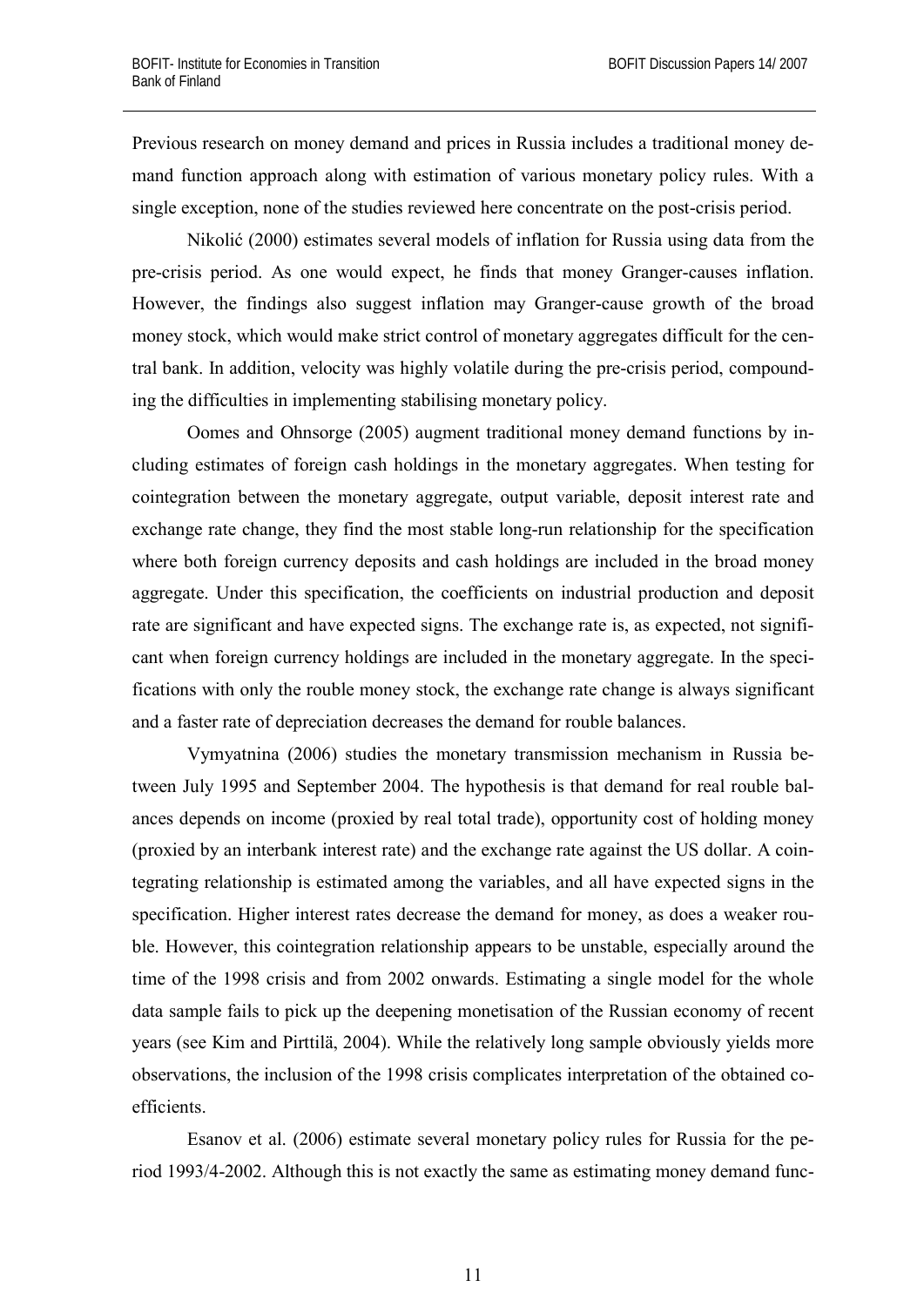Previous research on money demand and prices in Russia includes a traditional money demand function approach along with estimation of various monetary policy rules. With a single exception, none of the studies reviewed here concentrate on the post-crisis period.

Nikolić (2000) estimates several models of inflation for Russia using data from the pre-crisis period. As one would expect, he finds that money Granger-causes inflation. However, the findings also suggest inflation may Granger-cause growth of the broad money stock, which would make strict control of monetary aggregates difficult for the central bank. In addition, velocity was highly volatile during the pre-crisis period, compounding the difficulties in implementing stabilising monetary policy.

Oomes and Ohnsorge (2005) augment traditional money demand functions by including estimates of foreign cash holdings in the monetary aggregates. When testing for cointegration between the monetary aggregate, output variable, deposit interest rate and exchange rate change, they find the most stable long-run relationship for the specification where both foreign currency deposits and cash holdings are included in the broad money aggregate. Under this specification, the coefficients on industrial production and deposit rate are significant and have expected signs. The exchange rate is, as expected, not significant when foreign currency holdings are included in the monetary aggregate. In the specifications with only the rouble money stock, the exchange rate change is always significant and a faster rate of depreciation decreases the demand for rouble balances.

Vymyatnina (2006) studies the monetary transmission mechanism in Russia between July 1995 and September 2004. The hypothesis is that demand for real rouble balances depends on income (proxied by real total trade), opportunity cost of holding money (proxied by an interbank interest rate) and the exchange rate against the US dollar. A cointegrating relationship is estimated among the variables, and all have expected signs in the specification. Higher interest rates decrease the demand for money, as does a weaker rouble. However, this cointegration relationship appears to be unstable, especially around the time of the 1998 crisis and from 2002 onwards. Estimating a single model for the whole data sample fails to pick up the deepening monetisation of the Russian economy of recent years (see Kim and Pirttilä, 2004). While the relatively long sample obviously yields more observations, the inclusion of the 1998 crisis complicates interpretation of the obtained coefficients.

Esanov et al. (2006) estimate several monetary policy rules for Russia for the period 1993/4-2002. Although this is not exactly the same as estimating money demand func-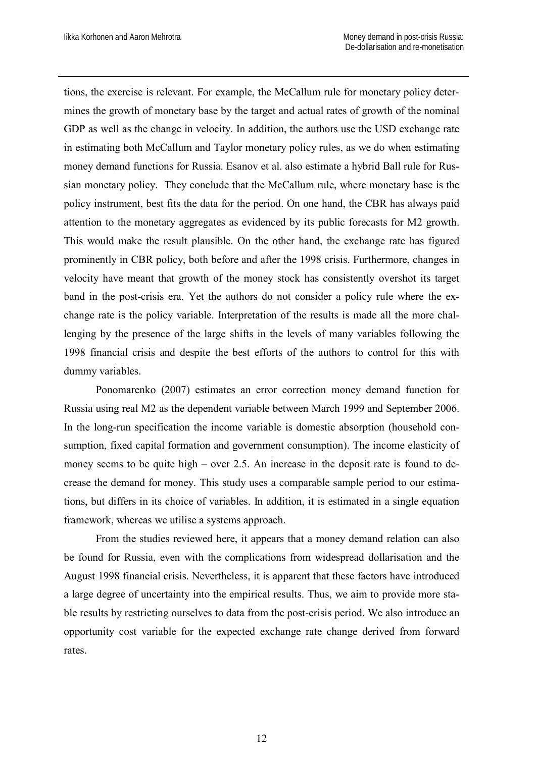tions, the exercise is relevant. For example, the McCallum rule for monetary policy determines the growth of monetary base by the target and actual rates of growth of the nominal GDP as well as the change in velocity. In addition, the authors use the USD exchange rate in estimating both McCallum and Taylor monetary policy rules, as we do when estimating money demand functions for Russia. Esanov et al. also estimate a hybrid Ball rule for Russian monetary policy. They conclude that the McCallum rule, where monetary base is the policy instrument, best fits the data for the period. On one hand, the CBR has always paid attention to the monetary aggregates as evidenced by its public forecasts for M2 growth. This would make the result plausible. On the other hand, the exchange rate has figured prominently in CBR policy, both before and after the 1998 crisis. Furthermore, changes in velocity have meant that growth of the money stock has consistently overshot its target band in the post-crisis era. Yet the authors do not consider a policy rule where the exchange rate is the policy variable. Interpretation of the results is made all the more challenging by the presence of the large shifts in the levels of many variables following the 1998 financial crisis and despite the best efforts of the authors to control for this with dummy variables.

Ponomarenko (2007) estimates an error correction money demand function for Russia using real M2 as the dependent variable between March 1999 and September 2006. In the long-run specification the income variable is domestic absorption (household consumption, fixed capital formation and government consumption). The income elasticity of money seems to be quite high – over 2.5. An increase in the deposit rate is found to decrease the demand for money. This study uses a comparable sample period to our estimations, but differs in its choice of variables. In addition, it is estimated in a single equation framework, whereas we utilise a systems approach.

From the studies reviewed here, it appears that a money demand relation can also be found for Russia, even with the complications from widespread dollarisation and the August 1998 financial crisis. Nevertheless, it is apparent that these factors have introduced a large degree of uncertainty into the empirical results. Thus, we aim to provide more stable results by restricting ourselves to data from the post-crisis period. We also introduce an opportunity cost variable for the expected exchange rate change derived from forward rates.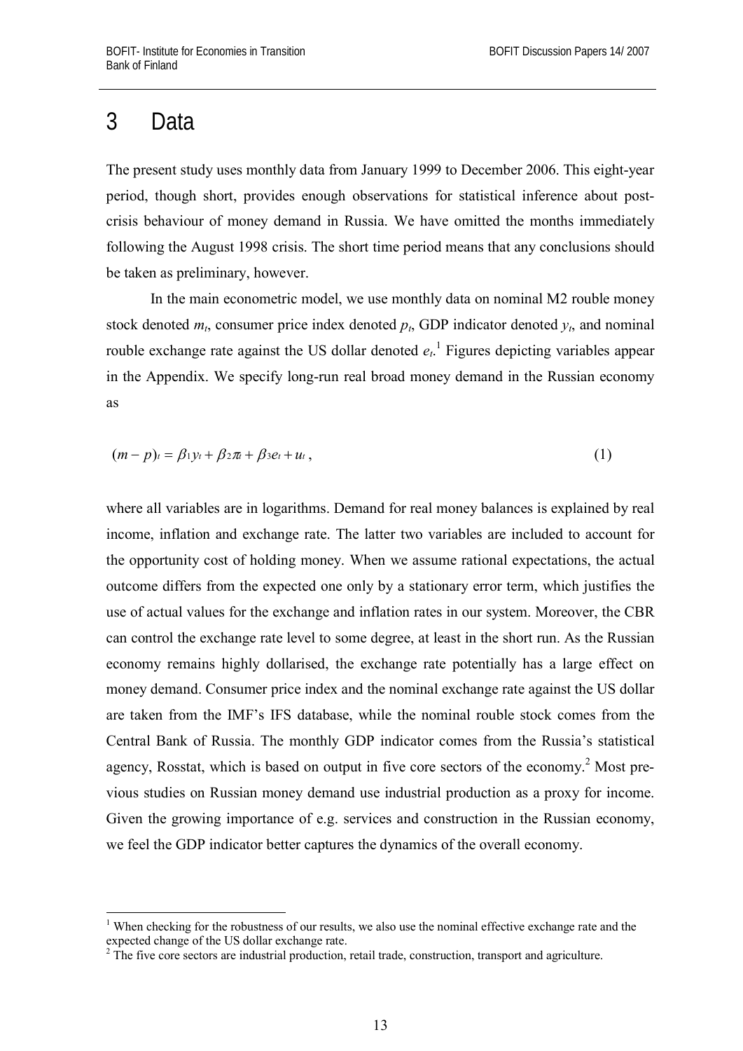# 3 Data

The present study uses monthly data from January 1999 to December 2006. This eight-year period, though short, provides enough observations for statistical inference about post-crisis behaviour of money demand in Russia. We have omitted the months immediately following the August 1998 crisis. The short time period means that any conclusions should be taken as preliminary, however.

In the main econometric model, we use monthly data on nominal M2 rouble money stock denoted $m_t$, consumer price index denoted $p_t$, GDP indicator denoted $y_t$, and nominal rouble exchange rate against the US dollar denoted $e_t$.[1] Figures depicting variables appear in the Appendix. We specify long-run real broad money demand in the Russian economy as

$$(m - p)_t = \beta_1 y_t + \beta_2 \pi_t + \beta_3 e_t + u_t , \tag{1}$$

where all variables are in logarithms. Demand for real money balances is explained by real income, inflation and exchange rate. The latter two variables are included to account for the opportunity cost of holding money. When we assume rational expectations, the actual outcome differs from the expected one only by a stationary error term, which justifies the use of actual values for the exchange and inflation rates in our system. Moreover, the CBR can control the exchange rate level to some degree, at least in the short run. As the Russian economy remains highly dollarised, the exchange rate potentially has a large effect on money demand. Consumer price index and the nominal exchange rate against the US dollar are taken from the IMF's IFS database, while the nominal rouble stock comes from the Central Bank of Russia. The monthly GDP indicator comes from the Russia's statistical agency, Rosstat, which is based on output in five core sectors of the economy.[2] Most previous studies on Russian money demand use industrial production as a proxy for income. Given the growing importance of e.g. services and construction in the Russian economy, we feel the GDP indicator better captures the dynamics of the overall economy.

---

[1] When checking for the robustness of our results, we also use the nominal effective exchange rate and the expected change of the US dollar exchange rate.

[2] The five core sectors are industrial production, retail trade, construction, transport and agriculture.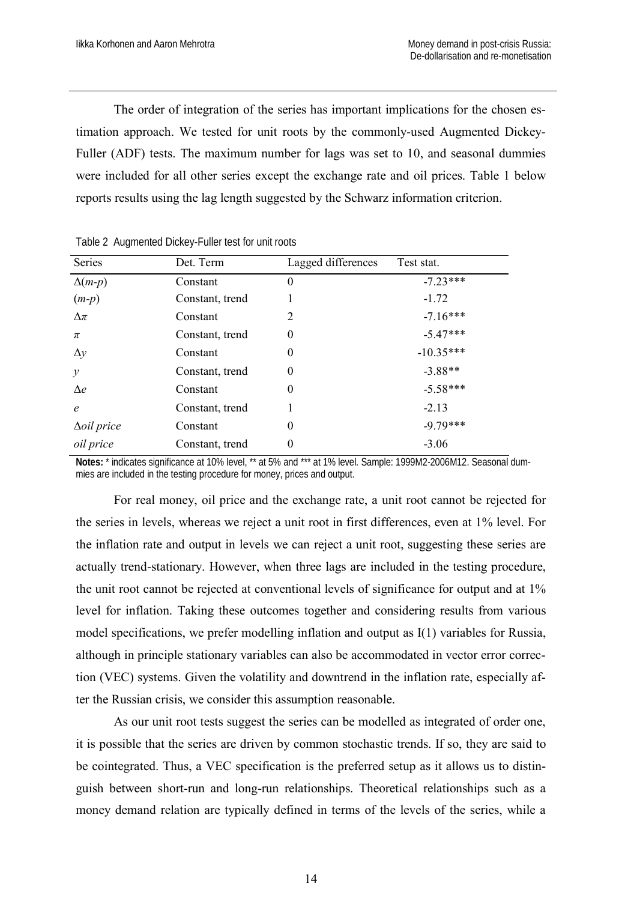The order of integration of the series has important implications for the chosen estimation approach. We tested for unit roots by the commonly-used Augmented Dickey-Fuller (ADF) tests. The maximum number for lags was set to 10, and seasonal dummies were included for all other series except the exchange rate and oil prices. Table 1 below reports results using the lag length suggested by the Schwarz information criterion.

Table 2 Augmented Dickey-Fuller test for unit roots

| Series | Det. Term | Lagged differences | Test stat. |
|---|---|---|---|
| $\Delta(m\text{-}p)$ | Constant | 0 | -7.23*** |
| $(m\text{-}p)$ | Constant, trend | 1 | -1.72 |
| $\Delta\pi$ | Constant | 2 | -7.16*** |
| $\pi$ | Constant, trend | 0 | -5.47*** |
| $\Delta y$ | Constant | 0 | -10.35*** |
| $y$ | Constant, trend | 0 | -3.88** |
| $\Delta e$ | Constant | 0 | -5.58*** |
| $e$ | Constant, trend | 1 | -2.13 |
| $\Delta$*oil price* | Constant | 0 | -9.79*** |
| *oil price* | Constant, trend | 0 | -3.06 |

**Notes:** * indicates significance at 10% level, ** at 5% and *** at 1% level. Sample: 1999M2-2006M12. Seasonal dummies are included in the testing procedure for money, prices and output.

For real money, oil price and the exchange rate, a unit root cannot be rejected for the series in levels, whereas we reject a unit root in first differences, even at 1% level. For the inflation rate and output in levels we can reject a unit root, suggesting these series are actually trend-stationary. However, when three lags are included in the testing procedure, the unit root cannot be rejected at conventional levels of significance for output and at 1% level for inflation. Taking these outcomes together and considering results from various model specifications, we prefer modelling inflation and output as I(1) variables for Russia, although in principle stationary variables can also be accommodated in vector error correction (VEC) systems. Given the volatility and downtrend in the inflation rate, especially after the Russian crisis, we consider this assumption reasonable.

As our unit root tests suggest the series can be modelled as integrated of order one, it is possible that the series are driven by common stochastic trends. If so, they are said to be cointegrated. Thus, a VEC specification is the preferred setup as it allows us to distinguish between short-run and long-run relationships. Theoretical relationships such as a money demand relation are typically defined in terms of the levels of the series, while a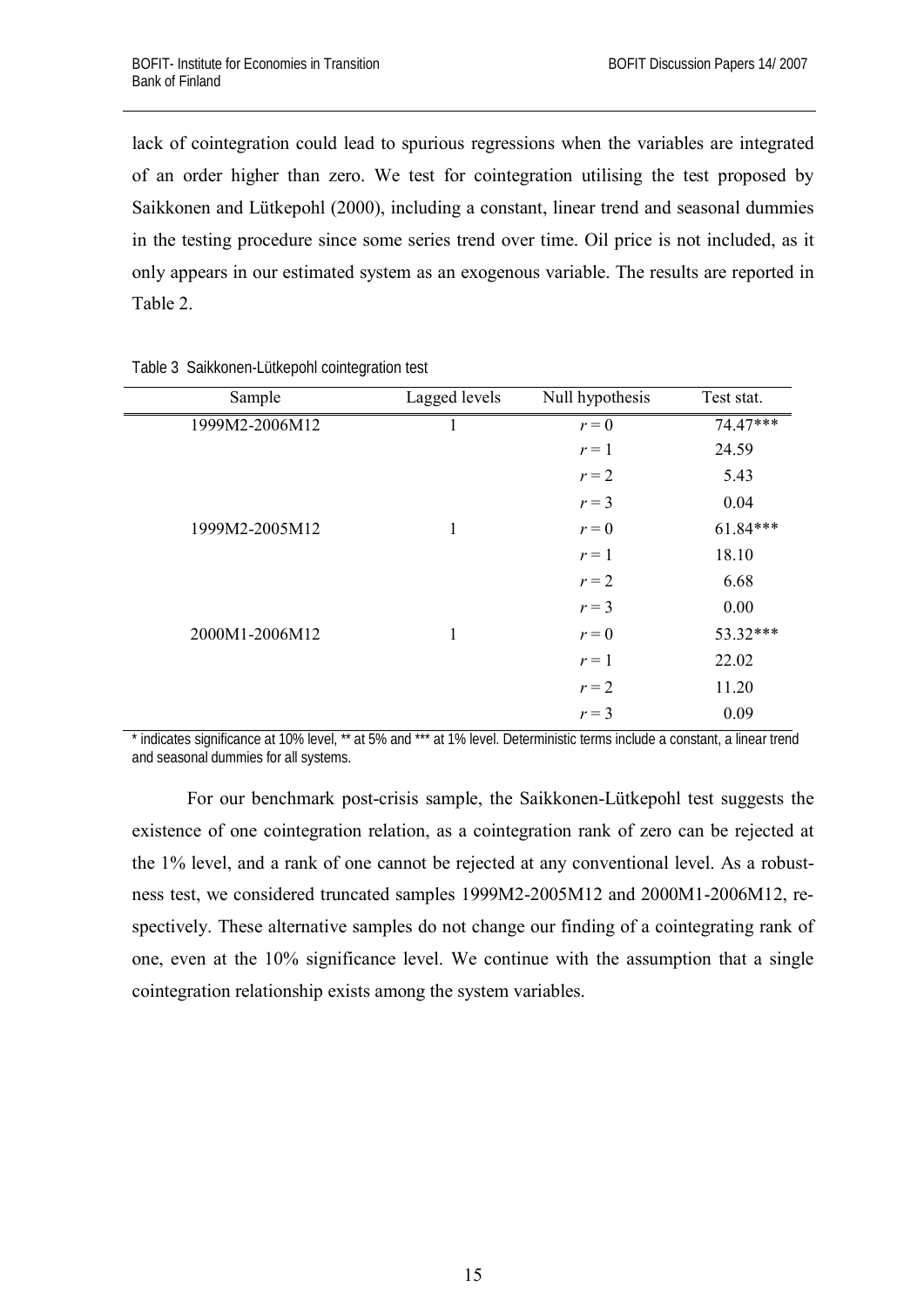lack of cointegration could lead to spurious regressions when the variables are integrated of an order higher than zero. We test for cointegration utilising the test proposed by Saikkonen and Lütkepohl (2000), including a constant, linear trend and seasonal dummies in the testing procedure since some series trend over time. Oil price is not included, as it only appears in our estimated system as an exogenous variable. The results are reported in Table 2.

Table 3 Saikkonen-Lütkepohl cointegration test

| Sample | Lagged levels | Null hypothesis | Test stat. |
|---|---|---|---|
| 1999M2-2006M12 | 1 | $r = 0$ | 74.47*** |
| | | $r = 1$ | 24.59 |
| | | $r = 2$ | 5.43 |
| | | $r = 3$ | 0.04 |
| 1999M2-2005M12 | 1 | $r = 0$ | 61.84*** |
| | | $r = 1$ | 18.10 |
| | | $r = 2$ | 6.68 |
| | | $r = 3$ | 0.00 |
| 2000M1-2006M12 | 1 | $r = 0$ | 53.32*** |
| | | $r = 1$ | 22.02 |
| | | $r = 2$ | 11.20 |
| | | $r = 3$ | 0.09 |

* indicates significance at 10% level, ** at 5% and *** at 1% level. Deterministic terms include a constant, a linear trend and seasonal dummies for all systems.

For our benchmark post-crisis sample, the Saikkonen-Lütkepohl test suggests the existence of one cointegration relation, as a cointegration rank of zero can be rejected at the 1% level, and a rank of one cannot be rejected at any conventional level. As a robustness test, we considered truncated samples 1999M2-2005M12 and 2000M1-2006M12, respectively. These alternative samples do not change our finding of a cointegrating rank of one, even at the 10% significance level. We continue with the assumption that a single cointegration relationship exists among the system variables.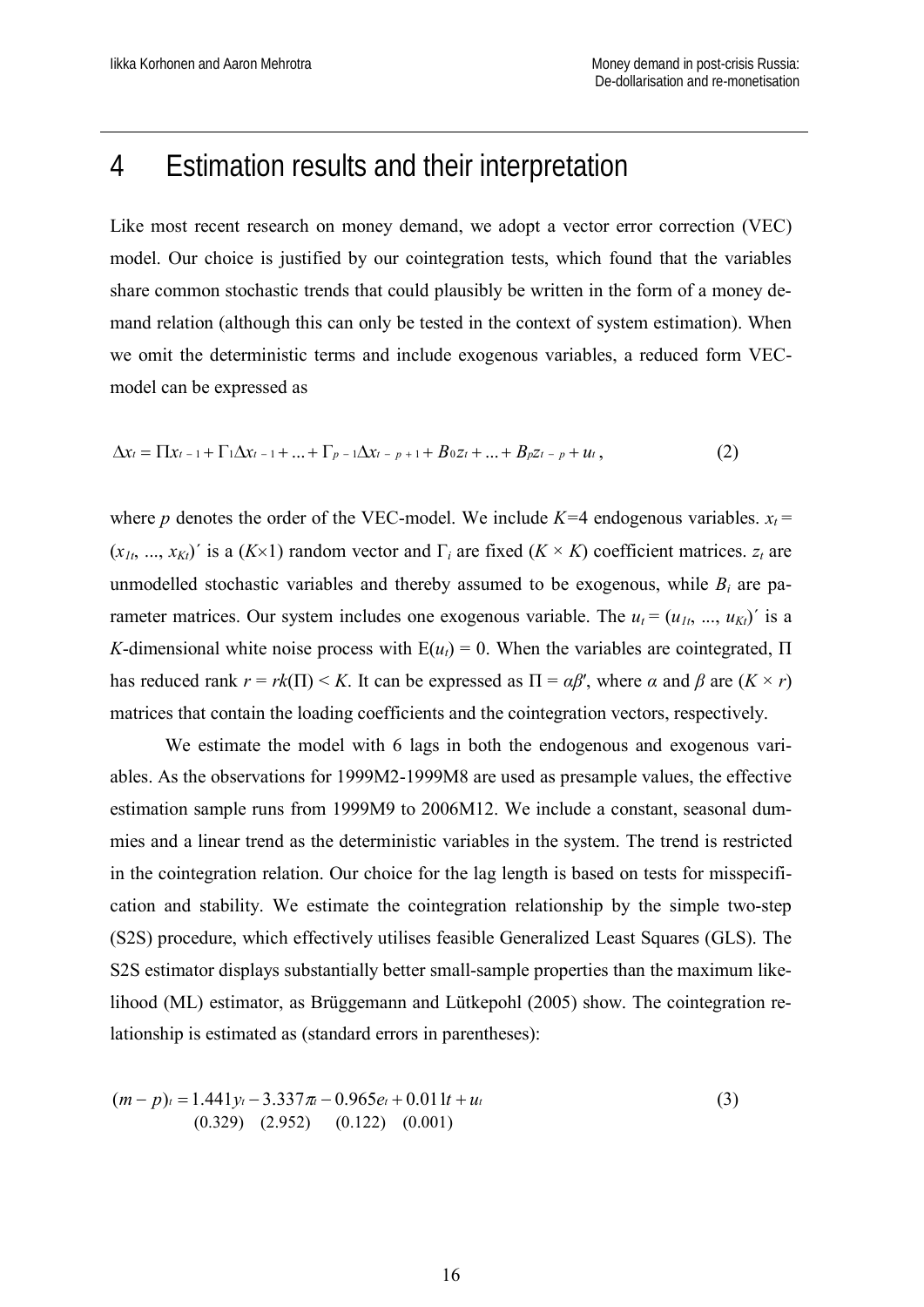# 4 Estimation results and their interpretation

Like most recent research on money demand, we adopt a vector error correction (VEC) model. Our choice is justified by our cointegration tests, which found that the variables share common stochastic trends that could plausibly be written in the form of a money demand relation (although this can only be tested in the context of system estimation). When we omit the deterministic terms and include exogenous variables, a reduced form VEC-model can be expressed as

$$\Delta x_t = \Pi x_{t-1} + \Gamma_1 \Delta x_{t-1} + \ldots + \Gamma_{p-1} \Delta x_{t-p+1} + B_0 z_t + \ldots + B_p z_{t-p} + u_t \, , \tag{2}$$

where $p$ denotes the order of the VEC-model. We include $K$=4 endogenous variables. $x_t = (x_{1t}, \ldots, x_{Kt})'$ is a $(K \times 1)$ random vector and $\Gamma_i$ are fixed $(K \times K)$ coefficient matrices. $z_t$ are unmodelled stochastic variables and thereby assumed to be exogenous, while $B_i$ are parameter matrices. Our system includes one exogenous variable. The $u_t = (u_{1t}, \ldots, u_{Kt})'$ is a $K$-dimensional white noise process with $E(u_t) = 0$. When the variables are cointegrated, $\Pi$ has reduced rank $r = rk(\Pi) < K$. It can be expressed as $\Pi = \alpha\beta'$, where $\alpha$ and $\beta$ are $(K \times r)$ matrices that contain the loading coefficients and the cointegration vectors, respectively.

We estimate the model with 6 lags in both the endogenous and exogenous variables. As the observations for 1999M2-1999M8 are used as presample values, the effective estimation sample runs from 1999M9 to 2006M12. We include a constant, seasonal dummies and a linear trend as the deterministic variables in the system. The trend is restricted in the cointegration relation. Our choice for the lag length is based on tests for misspecification and stability. We estimate the cointegration relationship by the simple two-step (S2S) procedure, which effectively utilises feasible Generalized Least Squares (GLS). The S2S estimator displays substantially better small-sample properties than the maximum likelihood (ML) estimator, as Brüggemann and Lütkepohl (2005) show. The cointegration relationship is estimated as (standard errors in parentheses):

$$\underset{}{(m-p)_t} = \underset{(0.329)}{1.441 y_t} - \underset{(2.952)}{3.337 \pi_t} - \underset{(0.122)}{0.965 e_t} + \underset{(0.001)}{0.011 t} + u_t \tag{3}$$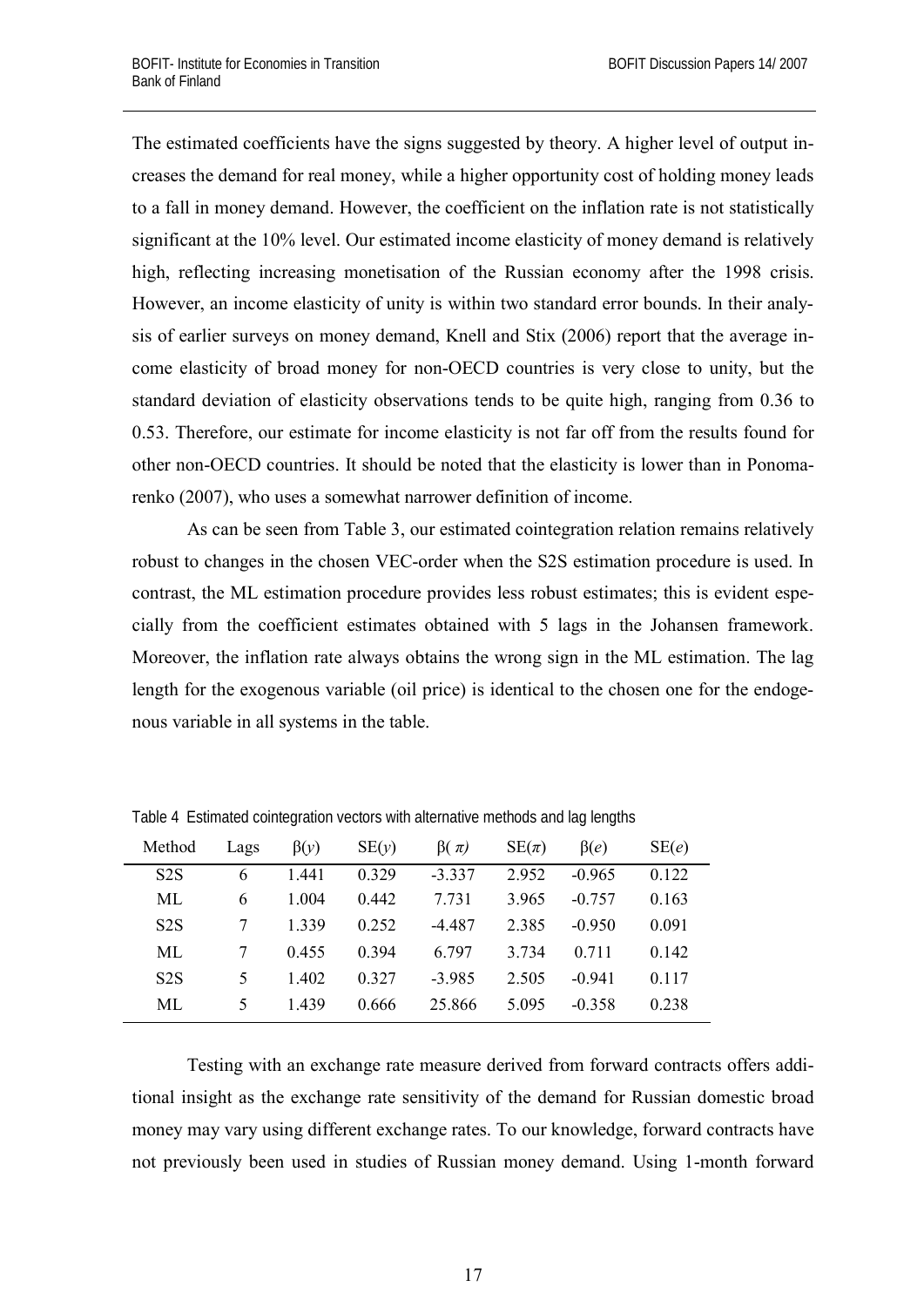The estimated coefficients have the signs suggested by theory. A higher level of output increases the demand for real money, while a higher opportunity cost of holding money leads to a fall in money demand. However, the coefficient on the inflation rate is not statistically significant at the 10% level. Our estimated income elasticity of money demand is relatively high, reflecting increasing monetisation of the Russian economy after the 1998 crisis. However, an income elasticity of unity is within two standard error bounds. In their analysis of earlier surveys on money demand, Knell and Stix (2006) report that the average income elasticity of broad money for non-OECD countries is very close to unity, but the standard deviation of elasticity observations tends to be quite high, ranging from 0.36 to 0.53. Therefore, our estimate for income elasticity is not far off from the results found for other non-OECD countries. It should be noted that the elasticity is lower than in Ponomarenko (2007), who uses a somewhat narrower definition of income.

As can be seen from Table 3, our estimated cointegration relation remains relatively robust to changes in the chosen VEC-order when the S2S estimation procedure is used. In contrast, the ML estimation procedure provides less robust estimates; this is evident especially from the coefficient estimates obtained with 5 lags in the Johansen framework. Moreover, the inflation rate always obtains the wrong sign in the ML estimation. The lag length for the exogenous variable (oil price) is identical to the chosen one for the endogenous variable in all systems in the table.

Table 4 Estimated cointegration vectors with alternative methods and lag lengths

| Method | Lags | $\beta(y)$ | $SE(y)$ | $\beta(\pi)$ | $SE(\pi)$ | $\beta(e)$ | $SE(e)$ |
|---|---|---|---|---|---|---|---|
| S2S | 6 | 1.441 | 0.329 | -3.337 | 2.952 | -0.965 | 0.122 |
| ML | 6 | 1.004 | 0.442 | 7.731 | 3.965 | -0.757 | 0.163 |
| S2S | 7 | 1.339 | 0.252 | -4.487 | 2.385 | -0.950 | 0.091 |
| ML | 7 | 0.455 | 0.394 | 6.797 | 3.734 | 0.711 | 0.142 |
| S2S | 5 | 1.402 | 0.327 | -3.985 | 2.505 | -0.941 | 0.117 |
| ML | 5 | 1.439 | 0.666 | 25.866 | 5.095 | -0.358 | 0.238 |

Testing with an exchange rate measure derived from forward contracts offers additional insight as the exchange rate sensitivity of the demand for Russian domestic broad money may vary using different exchange rates. To our knowledge, forward contracts have not previously been used in studies of Russian money demand. Using 1-month forward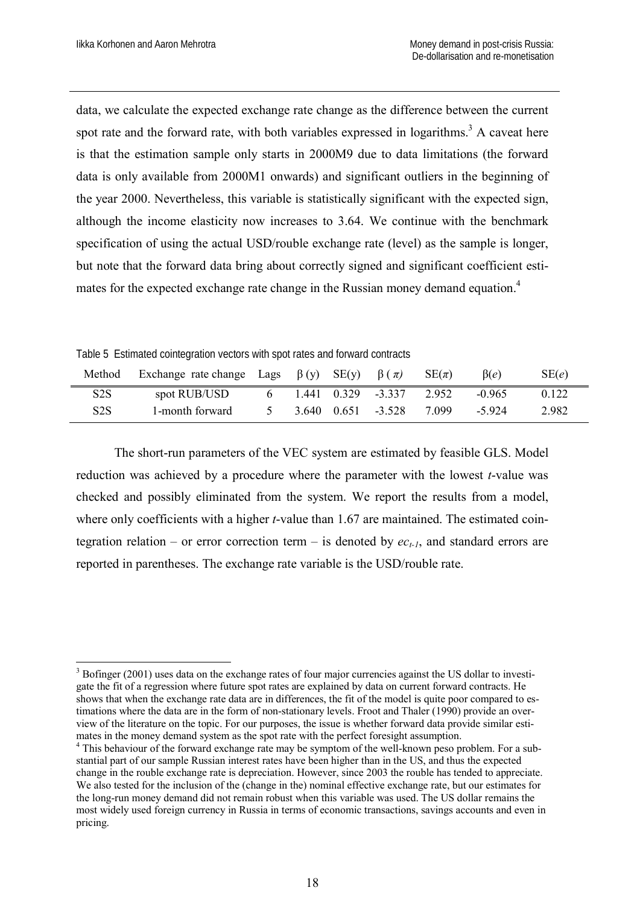data, we calculate the expected exchange rate change as the difference between the current spot rate and the forward rate, with both variables expressed in logarithms.[3] A caveat here is that the estimation sample only starts in 2000M9 due to data limitations (the forward data is only available from 2000M1 onwards) and significant outliers in the beginning of the year 2000. Nevertheless, this variable is statistically significant with the expected sign, although the income elasticity now increases to 3.64. We continue with the benchmark specification of using the actual USD/rouble exchange rate (level) as the sample is longer, but note that the forward data bring about correctly signed and significant coefficient estimates for the expected exchange rate change in the Russian money demand equation.[4]

Table 5 Estimated cointegration vectors with spot rates and forward contracts

| Method | Exchange rate change | Lags | $\beta$ (y) | SE(y) | $\beta$ ($\pi$) | SE($\pi$) | $\beta$($e$) | SE($e$) |
|---|---|---|---|---|---|---|---|---|
| S2S | spot RUB/USD | 6 | 1.441 | 0.329 | -3.337 | 2.952 | -0.965 | 0.122 |
| S2S | 1-month forward | 5 | 3.640 | 0.651 | -3.528 | 7.099 | -5.924 | 2.982 |

The short-run parameters of the VEC system are estimated by feasible GLS. Model reduction was achieved by a procedure where the parameter with the lowest *t*-value was checked and possibly eliminated from the system. We report the results from a model, where only coefficients with a higher *t*-value than 1.67 are maintained. The estimated cointegration relation – or error correction term – is denoted by $ec_{t-1}$, and standard errors are reported in parentheses. The exchange rate variable is the USD/rouble rate.

---

[3] Bofinger (2001) uses data on the exchange rates of four major currencies against the US dollar to investigate the fit of a regression where future spot rates are explained by data on current forward contracts. He shows that when the exchange rate data are in differences, the fit of the model is quite poor compared to estimations where the data are in the form of non-stationary levels. Froot and Thaler (1990) provide an overview of the literature on the topic. For our purposes, the issue is whether forward data provide similar estimates in the money demand system as the spot rate with the perfect foresight assumption.

[4] This behaviour of the forward exchange rate may be symptom of the well-known peso problem. For a substantial part of our sample Russian interest rates have been higher than in the US, and thus the expected change in the rouble exchange rate is depreciation. However, since 2003 the rouble has tended to appreciate. We also tested for the inclusion of the (change in the) nominal effective exchange rate, but our estimates for the long-run money demand did not remain robust when this variable was used. The US dollar remains the most widely used foreign currency in Russia in terms of economic transactions, savings accounts and even in pricing.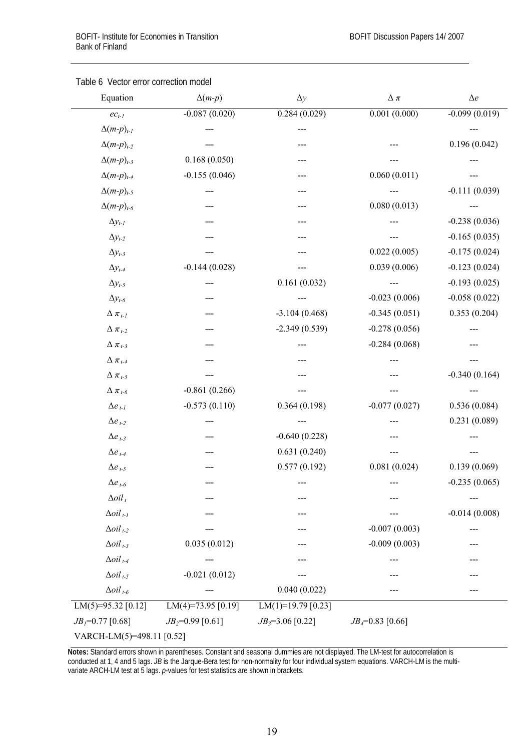Table 6 Vector error correction model

| Equation | $\Delta(m\text{-}p)$ | $\Delta y$ | $\Delta \pi$ | $\Delta e$ |
|---|---|---|---|---|
| $ec_{t-1}$ | -0.087 (0.020) | 0.284 (0.029) | 0.001 (0.000) | -0.099 (0.019) |
| $\Delta(m\text{-}p)_{t-1}$ | --- | --- | | --- |
| $\Delta(m\text{-}p)_{t-2}$ | --- | --- | --- | 0.196 (0.042) |
| $\Delta(m\text{-}p)_{t-3}$ | 0.168 (0.050) | --- | --- | --- |
| $\Delta(m\text{-}p)_{t-4}$ | -0.155 (0.046) | --- | 0.060 (0.011) | --- |
| $\Delta(m\text{-}p)_{t-5}$ | --- | --- | --- | -0.111 (0.039) |
| $\Delta(m\text{-}p)_{t-6}$ | --- | --- | 0.080 (0.013) | --- |
| $\Delta y_{t-1}$ | --- | --- | --- | -0.238 (0.036) |
| $\Delta y_{t-2}$ | --- | --- | --- | -0.165 (0.035) |
| $\Delta y_{t-3}$ | --- | --- | 0.022 (0.005) | -0.175 (0.024) |
| $\Delta y_{t-4}$ | -0.144 (0.028) | --- | 0.039 (0.006) | -0.123 (0.024) |
| $\Delta y_{t-5}$ | --- | 0.161 (0.032) | --- | -0.193 (0.025) |
| $\Delta y_{t-6}$ | --- | --- | -0.023 (0.006) | -0.058 (0.022) |
| $\Delta \pi_{t-1}$ | --- | -3.104 (0.468) | -0.345 (0.051) | 0.353 (0.204) |
| $\Delta \pi_{t-2}$ | --- | -2.349 (0.539) | -0.278 (0.056) | --- |
| $\Delta \pi_{t-3}$ | --- | --- | -0.284 (0.068) | --- |
| $\Delta \pi_{t-4}$ | --- | --- | --- | --- |
| $\Delta \pi_{t-5}$ | --- | --- | --- | -0.340 (0.164) |
| $\Delta \pi_{t-6}$ | -0.861 (0.266) | --- | --- | --- |
| $\Delta e_{t-1}$ | -0.573 (0.110) | 0.364 (0.198) | -0.077 (0.027) | 0.536 (0.084) |
| $\Delta e_{t-2}$ | --- | --- | --- | 0.231 (0.089) |
| $\Delta e_{t-3}$ | --- | -0.640 (0.228) | --- | --- |
| $\Delta e_{t-4}$ | --- | 0.631 (0.240) | --- | --- |
| $\Delta e_{t-5}$ | --- | 0.577 (0.192) | 0.081 (0.024) | 0.139 (0.069) |
| $\Delta e_{t-6}$ | --- | --- | --- | -0.235 (0.065) |
| $\Delta oil_{t}$ | --- | --- | --- | --- |
| $\Delta oil_{t-1}$ | --- | --- | --- | -0.014 (0.008) |
| $\Delta oil_{t-2}$ | --- | --- | -0.007 (0.003) | --- |
| $\Delta oil_{t-3}$ | 0.035 (0.012) | --- | -0.009 (0.003) | --- |
| $\Delta oil_{t-4}$ | --- | --- | --- | --- |
| $\Delta oil_{t-5}$ | -0.021 (0.012) | --- | --- | --- |
| $\Delta oil_{t-6}$ | --- | 0.040 (0.022) | --- | --- |
| LM(5)=95.32 [0.12] | LM(4)=73.95 [0.19] | LM(1)=19.79 [0.23] | | |
| $JB_1$=0.77 [0.68] | $JB_2$=0.99 [0.61] | $JB_3$=3.06 [0.22] | $JB_4$=0.83 [0.66] | |
| VARCH-LM(5)=498.11 [0.52] | | | | |

**Notes:** Standard errors shown in parentheses. Constant and seasonal dummies are not displayed. The LM-test for autocorrelation is conducted at 1, 4 and 5 lags. *JB* is the Jarque-Bera test for non-normality for four individual system equations. VARCH-LM is the multi-variate ARCH-LM test at 5 lags. *p*-values for test statistics are shown in brackets.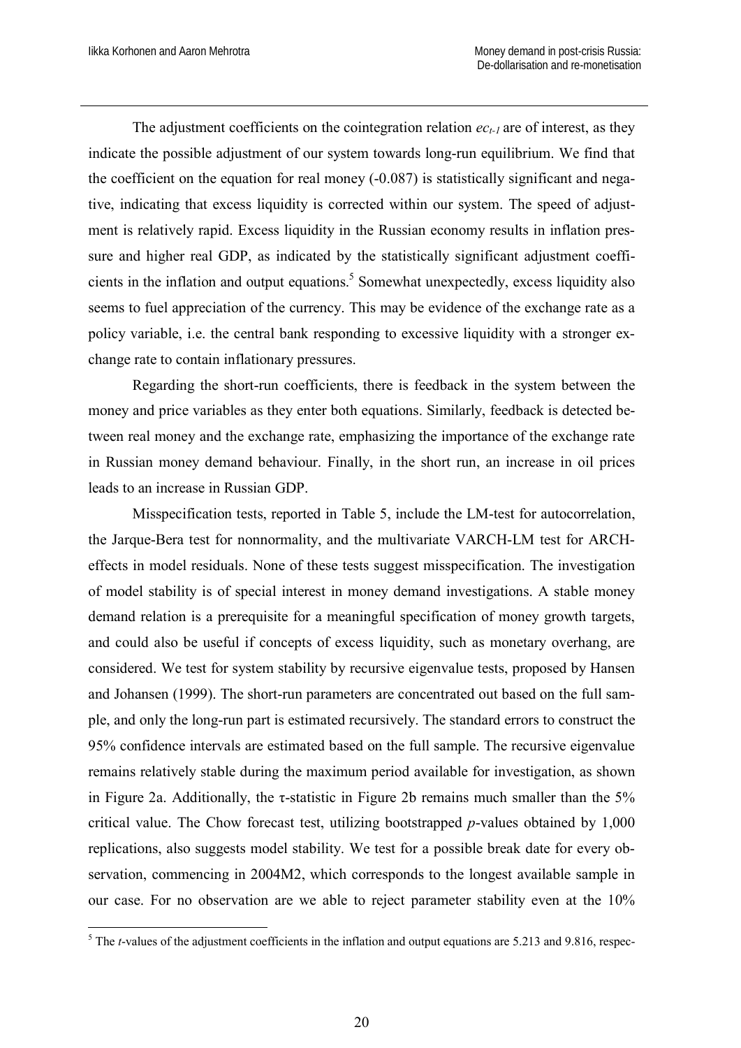The adjustment coefficients on the cointegration relation $ec_{t-1}$ are of interest, as they indicate the possible adjustment of our system towards long-run equilibrium. We find that the coefficient on the equation for real money (-0.087) is statistically significant and negative, indicating that excess liquidity is corrected within our system. The speed of adjustment is relatively rapid. Excess liquidity in the Russian economy results in inflation pressure and higher real GDP, as indicated by the statistically significant adjustment coefficients in the inflation and output equations.[5] Somewhat unexpectedly, excess liquidity also seems to fuel appreciation of the currency. This may be evidence of the exchange rate as a policy variable, i.e. the central bank responding to excessive liquidity with a stronger exchange rate to contain inflationary pressures.

Regarding the short-run coefficients, there is feedback in the system between the money and price variables as they enter both equations. Similarly, feedback is detected between real money and the exchange rate, emphasizing the importance of the exchange rate in Russian money demand behaviour. Finally, in the short run, an increase in oil prices leads to an increase in Russian GDP.

Misspecification tests, reported in Table 5, include the LM-test for autocorrelation, the Jarque-Bera test for nonnormality, and the multivariate VARCH-LM test for ARCH-effects in model residuals. None of these tests suggest misspecification. The investigation of model stability is of special interest in money demand investigations. A stable money demand relation is a prerequisite for a meaningful specification of money growth targets, and could also be useful if concepts of excess liquidity, such as monetary overhang, are considered. We test for system stability by recursive eigenvalue tests, proposed by Hansen and Johansen (1999). The short-run parameters are concentrated out based on the full sample, and only the long-run part is estimated recursively. The standard errors to construct the 95% confidence intervals are estimated based on the full sample. The recursive eigenvalue remains relatively stable during the maximum period available for investigation, as shown in Figure 2a. Additionally, the $\tau$-statistic in Figure 2b remains much smaller than the 5% critical value. The Chow forecast test, utilizing bootstrapped $p$-values obtained by 1,000 replications, also suggests model stability. We test for a possible break date for every observation, commencing in 2004M2, which corresponds to the longest available sample in our case. For no observation are we able to reject parameter stability even at the 10%

[5] The $t$-values of the adjustment coefficients in the inflation and output equations are 5.213 and 9.816, respec-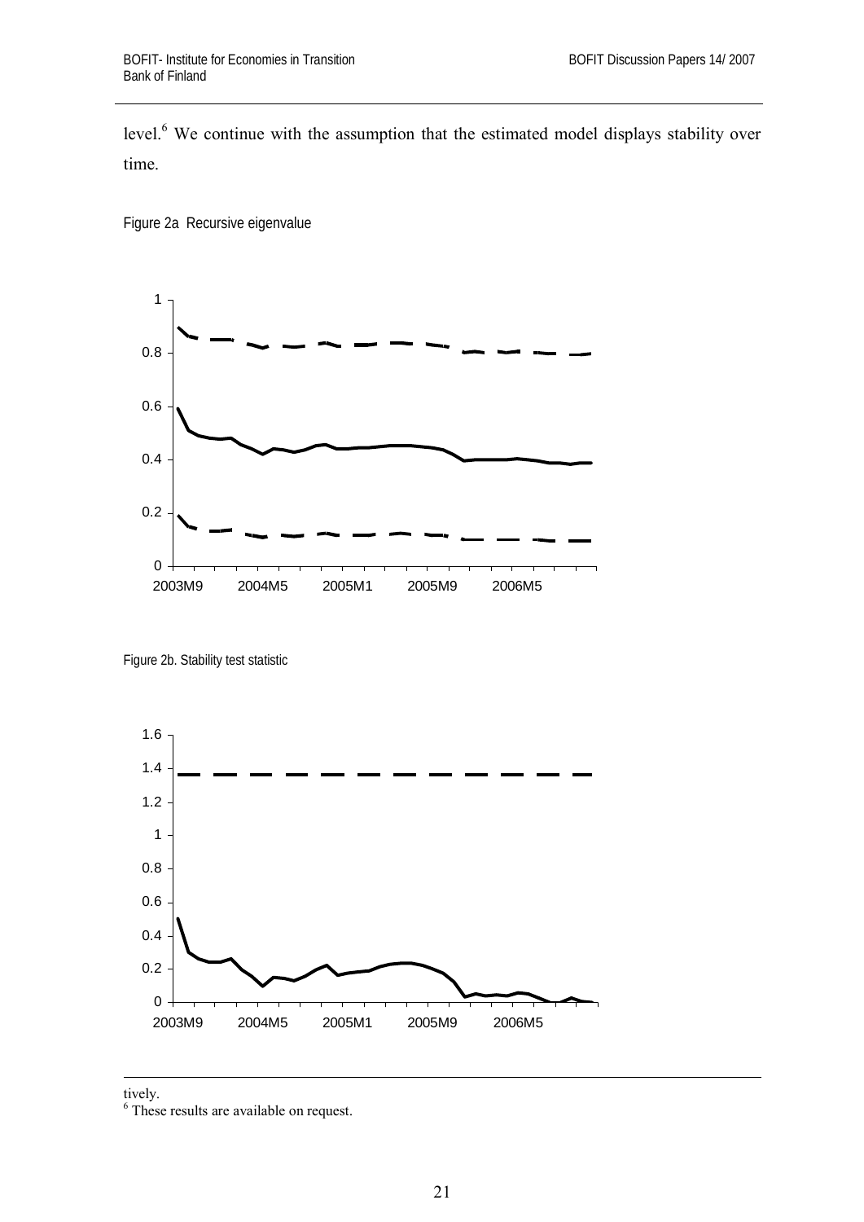level.[6] We continue with the assumption that the estimated model displays stability over time.

Figure 2a Recursive eigenvalue

Figure 2b. Stability test statistic

---

tively.

[6] These results are available on request.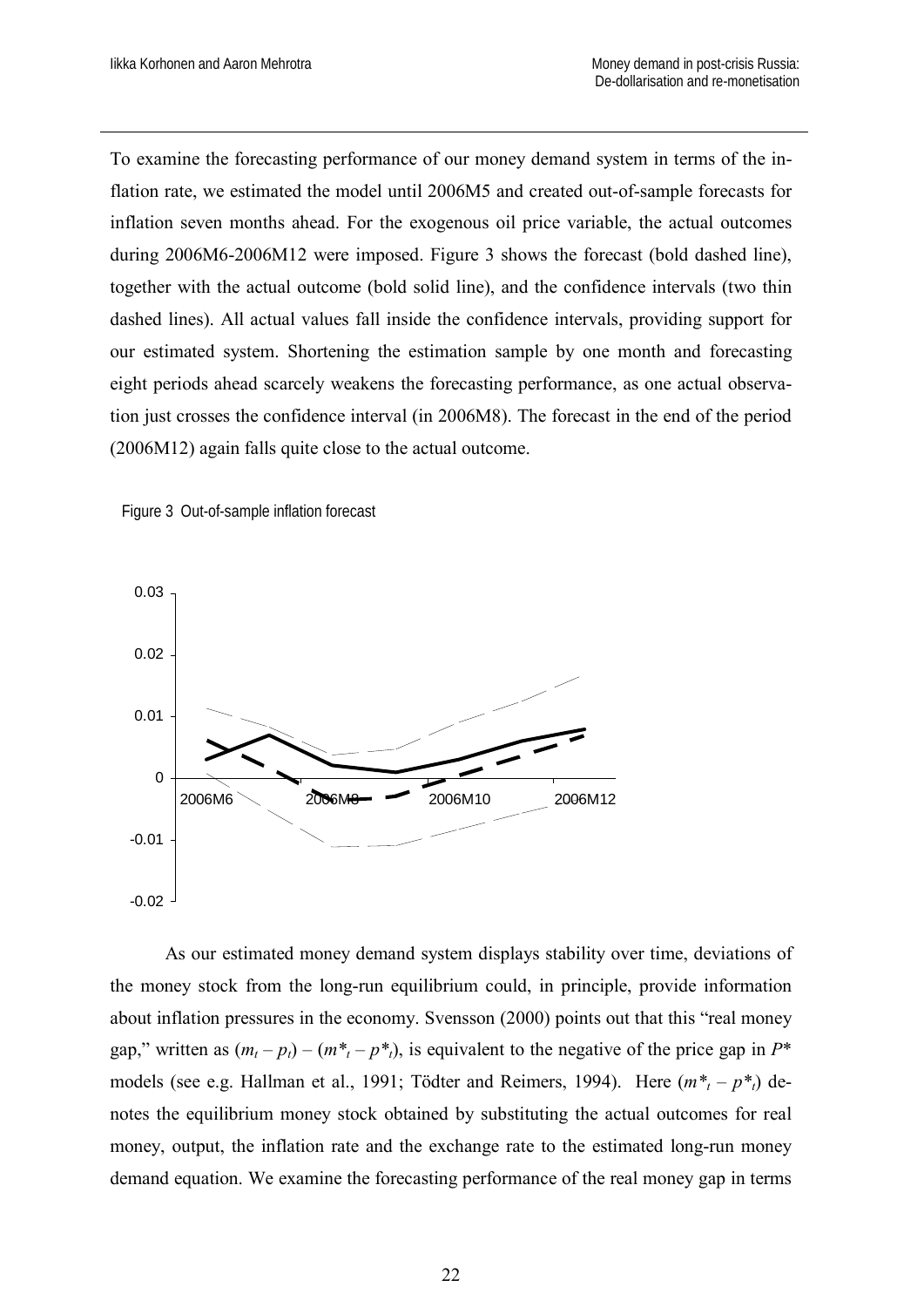To examine the forecasting performance of our money demand system in terms of the inflation rate, we estimated the model until 2006M5 and created out-of-sample forecasts for inflation seven months ahead. For the exogenous oil price variable, the actual outcomes during 2006M6-2006M12 were imposed. Figure 3 shows the forecast (bold dashed line), together with the actual outcome (bold solid line), and the confidence intervals (two thin dashed lines). All actual values fall inside the confidence intervals, providing support for our estimated system. Shortening the estimation sample by one month and forecasting eight periods ahead scarcely weakens the forecasting performance, as one actual observation just crosses the confidence interval (in 2006M8). The forecast in the end of the period (2006M12) again falls quite close to the actual outcome.

Figure 3 Out-of-sample inflation forecast

As our estimated money demand system displays stability over time, deviations of the money stock from the long-run equilibrium could, in principle, provide information about inflation pressures in the economy. Svensson (2000) points out that this "real money gap," written as $(m_t - p_t) - (m^*_t - p^*_t)$, is equivalent to the negative of the price gap in $P^*$ models (see e.g. Hallman et al., 1991; Tödter and Reimers, 1994). Here $(m^*_t - p^*_t)$ denotes the equilibrium money stock obtained by substituting the actual outcomes for real money, output, the inflation rate and the exchange rate to the estimated long-run money demand equation. We examine the forecasting performance of the real money gap in terms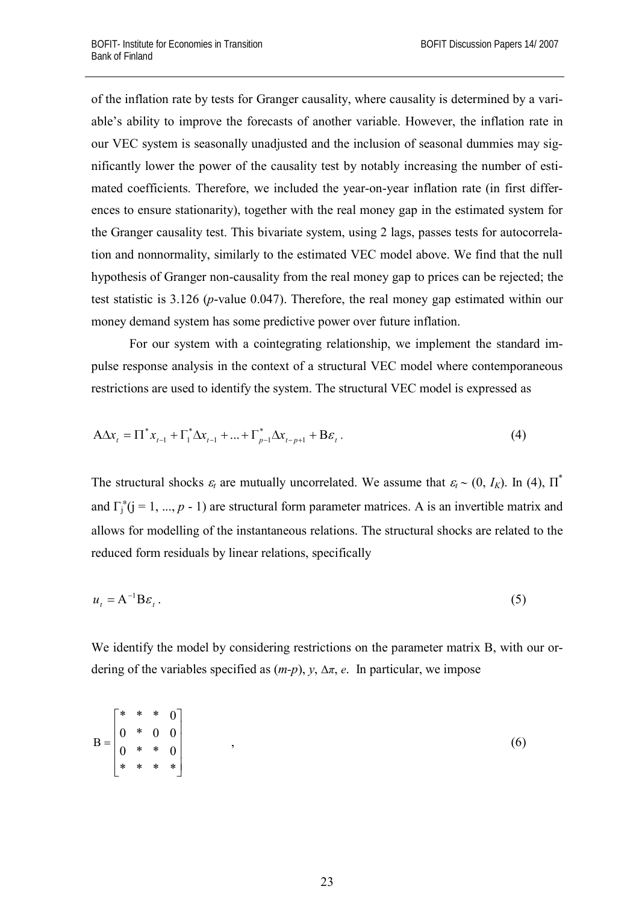of the inflation rate by tests for Granger causality, where causality is determined by a variable's ability to improve the forecasts of another variable. However, the inflation rate in our VEC system is seasonally unadjusted and the inclusion of seasonal dummies may significantly lower the power of the causality test by notably increasing the number of estimated coefficients. Therefore, we included the year-on-year inflation rate (in first differences to ensure stationarity), together with the real money gap in the estimated system for the Granger causality test. This bivariate system, using 2 lags, passes tests for autocorrelation and nonnormality, similarly to the estimated VEC model above. We find that the null hypothesis of Granger non-causality from the real money gap to prices can be rejected; the test statistic is 3.126 (*p*-value 0.047). Therefore, the real money gap estimated within our money demand system has some predictive power over future inflation.

For our system with a cointegrating relationship, we implement the standard impulse response analysis in the context of a structural VEC model where contemporaneous restrictions are used to identify the system. The structural VEC model is expressed as

$$\mathrm{A}\Delta x_t = \Pi^* x_{t-1} + \Gamma_1^* \Delta x_{t-1} + \ldots + \Gamma_{p-1}^* \Delta x_{t-p+1} + \mathrm{B}\varepsilon_t \,. \tag{4}$$

The structural shocks $\varepsilon_t$ are mutually uncorrelated. We assume that $\varepsilon_t \sim (0, I_K)$. In (4), $\Pi^*$ and $\Gamma_j^*(j = 1, \ldots, p - 1)$ are structural form parameter matrices. A is an invertible matrix and allows for modelling of the instantaneous relations. The structural shocks are related to the reduced form residuals by linear relations, specifically

$$u_t = \mathrm{A}^{-1}\mathrm{B}\varepsilon_t \,. \tag{5}$$

We identify the model by considering restrictions on the parameter matrix B, with our ordering of the variables specified as $(m\text{-}p)$, $y$, $\Delta\pi$, $e$. In particular, we impose

$$\mathrm{B} = \begin{bmatrix} * & * & * & 0 \\ 0 & * & 0 & 0 \\ 0 & * & * & 0 \\ * & * & * & * \end{bmatrix} \qquad , \tag{6}$$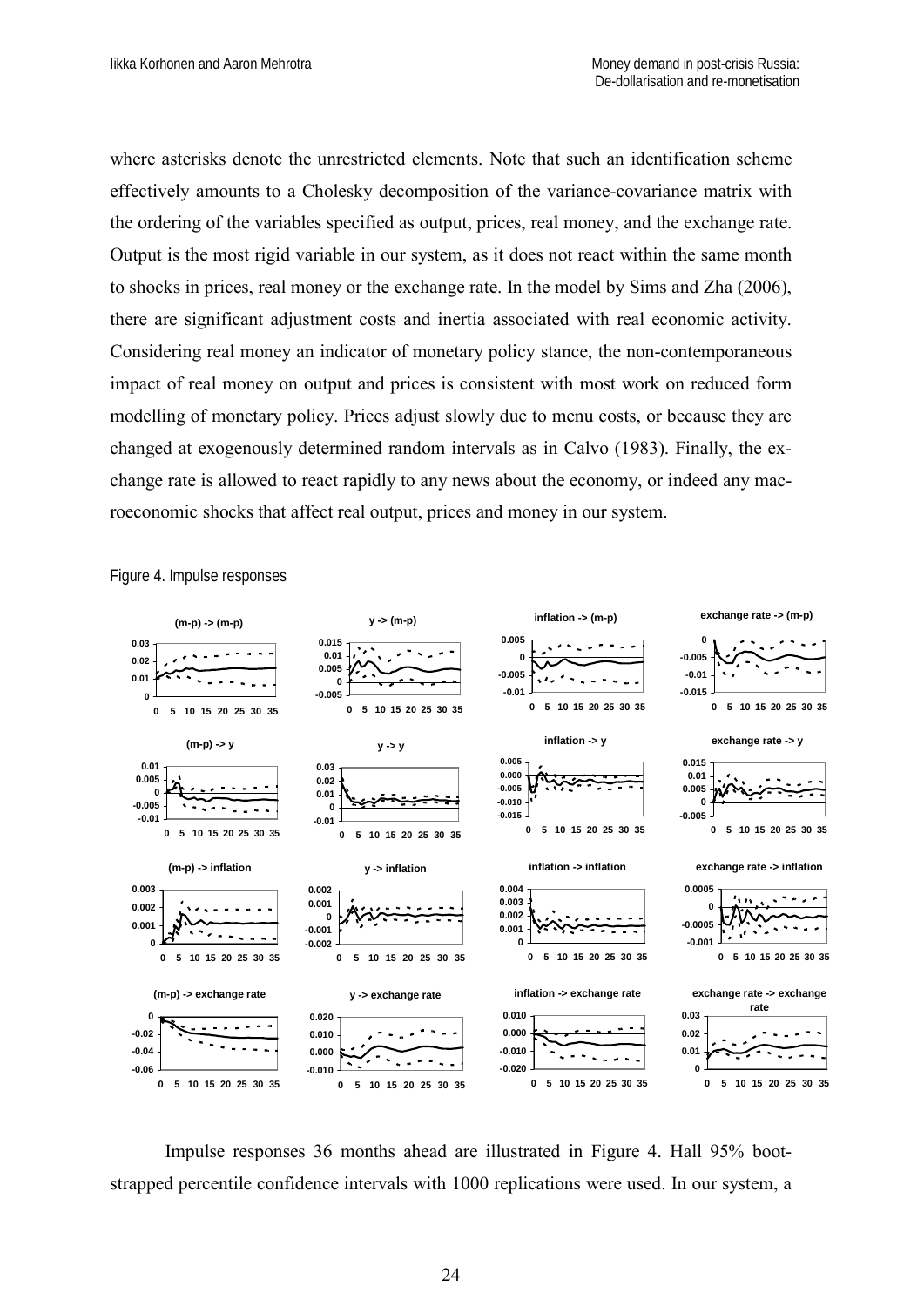where asterisks denote the unrestricted elements. Note that such an identification scheme effectively amounts to a Cholesky decomposition of the variance-covariance matrix with the ordering of the variables specified as output, prices, real money, and the exchange rate. Output is the most rigid variable in our system, as it does not react within the same month to shocks in prices, real money or the exchange rate. In the model by Sims and Zha (2006), there are significant adjustment costs and inertia associated with real economic activity. Considering real money an indicator of monetary policy stance, the non-contemporaneous impact of real money on output and prices is consistent with most work on reduced form modelling of monetary policy. Prices adjust slowly due to menu costs, or because they are changed at exogenously determined random intervals as in Calvo (1983). Finally, the exchange rate is allowed to react rapidly to any news about the economy, or indeed any macroeconomic shocks that affect real output, prices and money in our system.

Figure 4. Impulse responses

Impulse responses 36 months ahead are illustrated in Figure 4. Hall 95% bootstrapped percentile confidence intervals with 1000 replications were used. In our system, a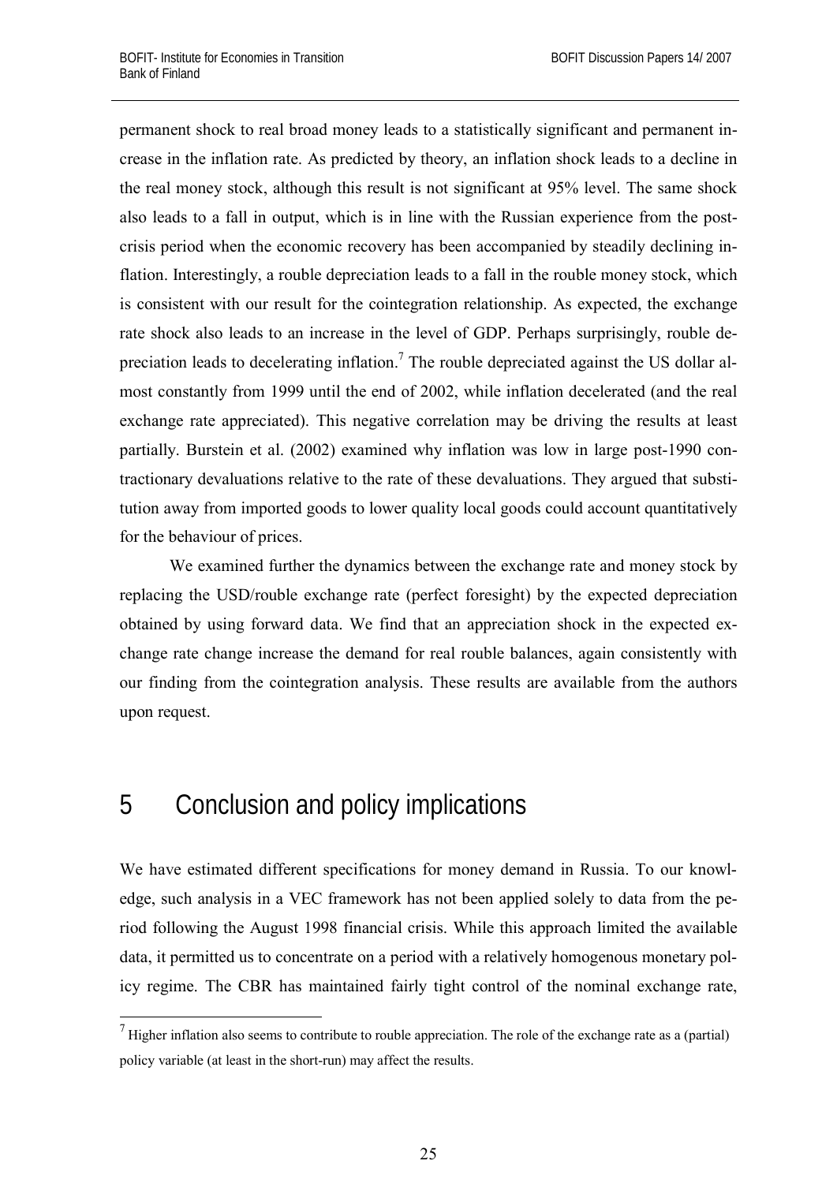permanent shock to real broad money leads to a statistically significant and permanent increase in the inflation rate. As predicted by theory, an inflation shock leads to a decline in the real money stock, although this result is not significant at 95% level. The same shock also leads to a fall in output, which is in line with the Russian experience from the post-crisis period when the economic recovery has been accompanied by steadily declining inflation. Interestingly, a rouble depreciation leads to a fall in the rouble money stock, which is consistent with our result for the cointegration relationship. As expected, the exchange rate shock also leads to an increase in the level of GDP. Perhaps surprisingly, rouble depreciation leads to decelerating inflation.[7] The rouble depreciated against the US dollar almost constantly from 1999 until the end of 2002, while inflation decelerated (and the real exchange rate appreciated). This negative correlation may be driving the results at least partially. Burstein et al. (2002) examined why inflation was low in large post-1990 contractionary devaluations relative to the rate of these devaluations. They argued that substitution away from imported goods to lower quality local goods could account quantitatively for the behaviour of prices.

We examined further the dynamics between the exchange rate and money stock by replacing the USD/rouble exchange rate (perfect foresight) by the expected depreciation obtained by using forward data. We find that an appreciation shock in the expected exchange rate change increase the demand for real rouble balances, again consistently with our finding from the cointegration analysis. These results are available from the authors upon request.

# 5 Conclusion and policy implications

We have estimated different specifications for money demand in Russia. To our knowledge, such analysis in a VEC framework has not been applied solely to data from the period following the August 1998 financial crisis. While this approach limited the available data, it permitted us to concentrate on a period with a relatively homogenous monetary policy regime. The CBR has maintained fairly tight control of the nominal exchange rate,

[7] Higher inflation also seems to contribute to rouble appreciation. The role of the exchange rate as a (partial) policy variable (at least in the short-run) may affect the results.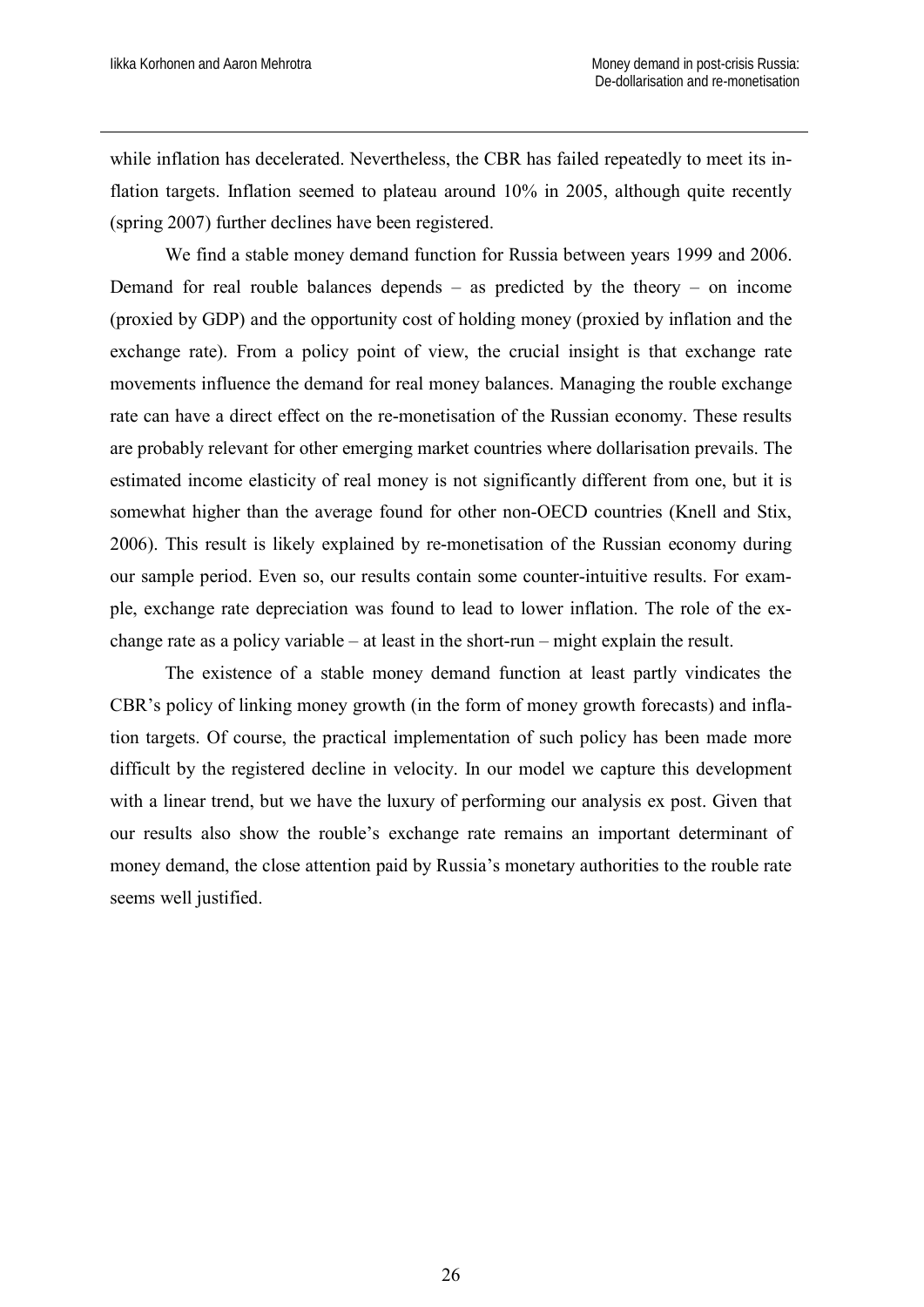while inflation has decelerated. Nevertheless, the CBR has failed repeatedly to meet its inflation targets. Inflation seemed to plateau around 10% in 2005, although quite recently (spring 2007) further declines have been registered.

We find a stable money demand function for Russia between years 1999 and 2006. Demand for real rouble balances depends – as predicted by the theory – on income (proxied by GDP) and the opportunity cost of holding money (proxied by inflation and the exchange rate). From a policy point of view, the crucial insight is that exchange rate movements influence the demand for real money balances. Managing the rouble exchange rate can have a direct effect on the re-monetisation of the Russian economy. These results are probably relevant for other emerging market countries where dollarisation prevails. The estimated income elasticity of real money is not significantly different from one, but it is somewhat higher than the average found for other non-OECD countries (Knell and Stix, 2006). This result is likely explained by re-monetisation of the Russian economy during our sample period. Even so, our results contain some counter-intuitive results. For example, exchange rate depreciation was found to lead to lower inflation. The role of the exchange rate as a policy variable – at least in the short-run – might explain the result.

The existence of a stable money demand function at least partly vindicates the CBR's policy of linking money growth (in the form of money growth forecasts) and inflation targets. Of course, the practical implementation of such policy has been made more difficult by the registered decline in velocity. In our model we capture this development with a linear trend, but we have the luxury of performing our analysis ex post. Given that our results also show the rouble's exchange rate remains an important determinant of money demand, the close attention paid by Russia's monetary authorities to the rouble rate seems well justified.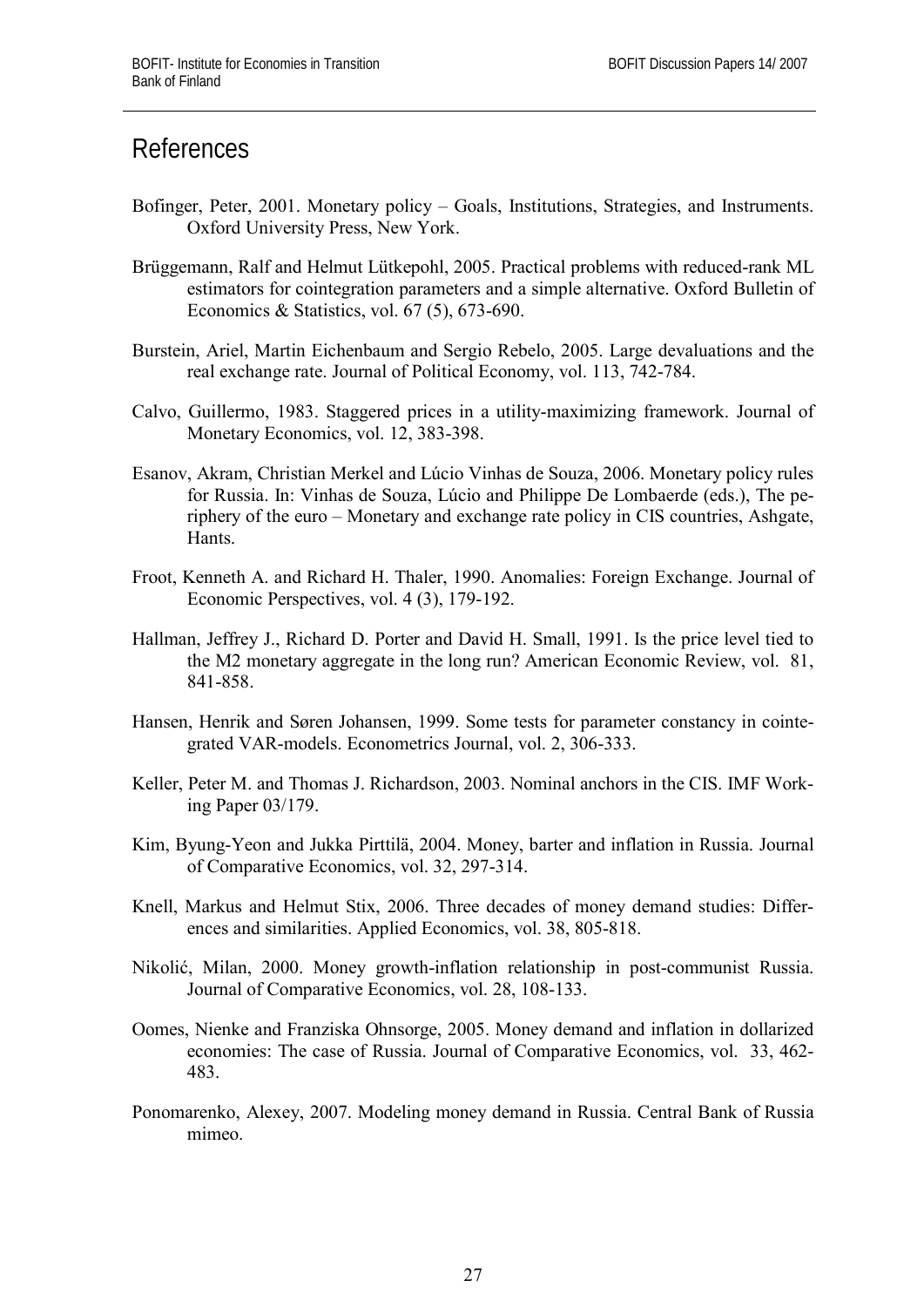# References

Bofinger, Peter, 2001. Monetary policy – Goals, Institutions, Strategies, and Instruments. Oxford University Press, New York.

Brüggemann, Ralf and Helmut Lütkepohl, 2005. Practical problems with reduced-rank ML estimators for cointegration parameters and a simple alternative. Oxford Bulletin of Economics & Statistics, vol. 67 (5), 673-690.

Burstein, Ariel, Martin Eichenbaum and Sergio Rebelo, 2005. Large devaluations and the real exchange rate. Journal of Political Economy, vol. 113, 742-784.

Calvo, Guillermo, 1983. Staggered prices in a utility-maximizing framework. Journal of Monetary Economics, vol. 12, 383-398.

Esanov, Akram, Christian Merkel and Lúcio Vinhas de Souza, 2006. Monetary policy rules for Russia. In: Vinhas de Souza, Lúcio and Philippe De Lombaerde (eds.), The periphery of the euro – Monetary and exchange rate policy in CIS countries, Ashgate, Hants.

Froot, Kenneth A. and Richard H. Thaler, 1990. Anomalies: Foreign Exchange. Journal of Economic Perspectives, vol. 4 (3), 179-192.

Hallman, Jeffrey J., Richard D. Porter and David H. Small, 1991. Is the price level tied to the M2 monetary aggregate in the long run? American Economic Review, vol. 81, 841-858.

Hansen, Henrik and Søren Johansen, 1999. Some tests for parameter constancy in cointegrated VAR-models. Econometrics Journal, vol. 2, 306-333.

Keller, Peter M. and Thomas J. Richardson, 2003. Nominal anchors in the CIS. IMF Working Paper 03/179.

Kim, Byung-Yeon and Jukka Pirttilä, 2004. Money, barter and inflation in Russia. Journal of Comparative Economics, vol. 32, 297-314.

Knell, Markus and Helmut Stix, 2006. Three decades of money demand studies: Differences and similarities. Applied Economics, vol. 38, 805-818.

Nikolić, Milan, 2000. Money growth-inflation relationship in post-communist Russia. Journal of Comparative Economics, vol. 28, 108-133.

Oomes, Nienke and Franziska Ohnsorge, 2005. Money demand and inflation in dollarized economies: The case of Russia. Journal of Comparative Economics, vol. 33, 462-483.

Ponomarenko, Alexey, 2007. Modeling money demand in Russia. Central Bank of Russia mimeo.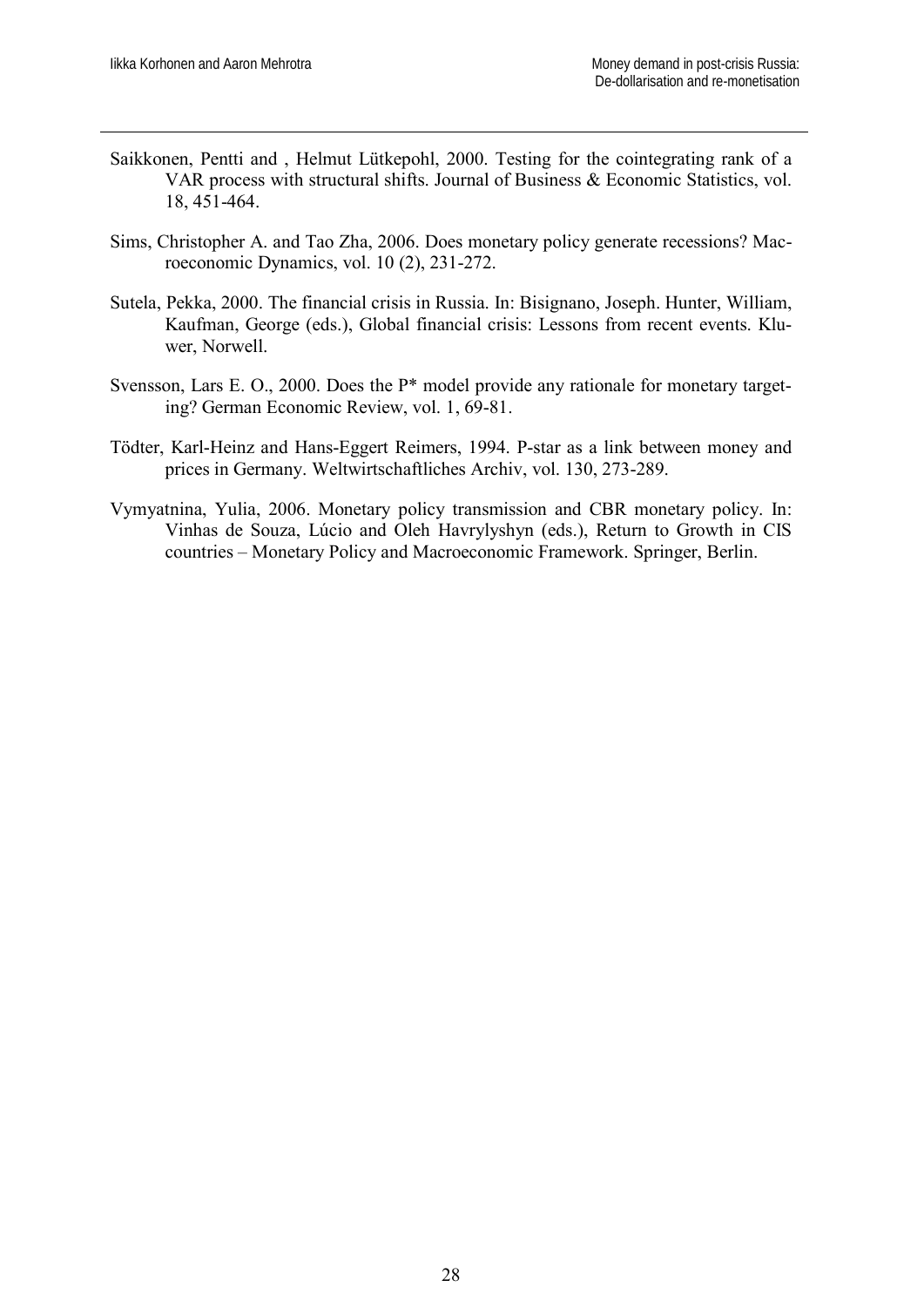Saikkonen, Pentti and , Helmut Lütkepohl, 2000. Testing for the cointegrating rank of a VAR process with structural shifts. Journal of Business & Economic Statistics, vol. 18, 451-464.

Sims, Christopher A. and Tao Zha, 2006. Does monetary policy generate recessions? Macroeconomic Dynamics, vol. 10 (2), 231-272.

Sutela, Pekka, 2000. The financial crisis in Russia. In: Bisignano, Joseph. Hunter, William, Kaufman, George (eds.), Global financial crisis: Lessons from recent events. Kluwer, Norwell.

Svensson, Lars E. O., 2000. Does the P* model provide any rationale for monetary targeting? German Economic Review, vol. 1, 69-81.

Tödter, Karl-Heinz and Hans-Eggert Reimers, 1994. P-star as a link between money and prices in Germany. Weltwirtschaftliches Archiv, vol. 130, 273-289.

Vymyatnina, Yulia, 2006. Monetary policy transmission and CBR monetary policy. In: Vinhas de Souza, Lúcio and Oleh Havrylyshyn (eds.), Return to Growth in CIS countries – Monetary Policy and Macroeconomic Framework. Springer, Berlin.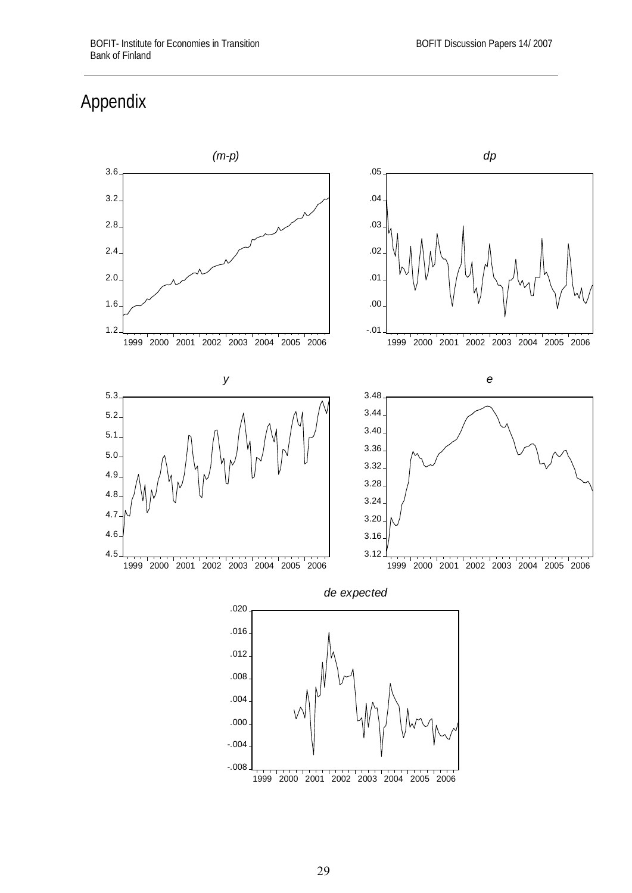# Appendix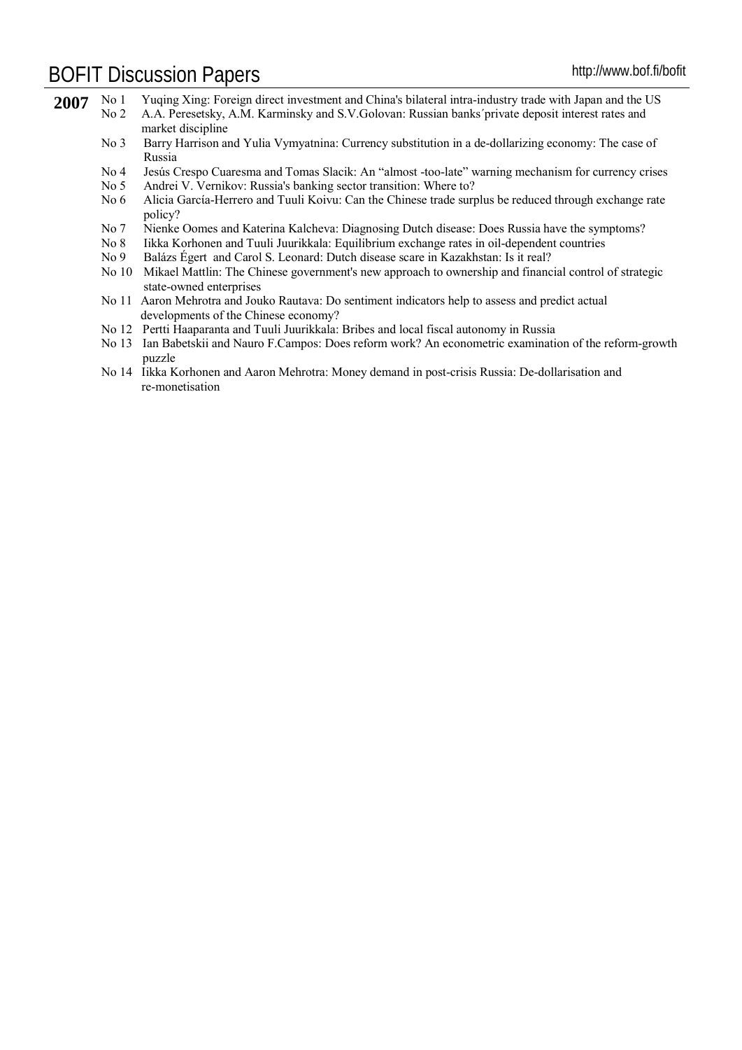# BOFIT Discussion Papers

http://www.bof.fi/bofit

**2007**

- No 1 Yuqing Xing: Foreign direct investment and China's bilateral intra-industry trade with Japan and the US
- No 2 A.A. Peresetsky, A.M. Karminsky and S.V.Golovan: Russian banks´private deposit interest rates and market discipline
- No 3 Barry Harrison and Yulia Vymyatnina: Currency substitution in a de-dollarizing economy: The case of Russia
- No 4 Jesús Crespo Cuaresma and Tomas Slacik: An "almost -too-late" warning mechanism for currency crises
- No 5 Andrei V. Vernikov: Russia's banking sector transition: Where to?
- No 6 Alicia García-Herrero and Tuuli Koivu: Can the Chinese trade surplus be reduced through exchange rate policy?
- No 7 Nienke Oomes and Katerina Kalcheva: Diagnosing Dutch disease: Does Russia have the symptoms?
- No 8 Iikka Korhonen and Tuuli Juurikkala: Equilibrium exchange rates in oil-dependent countries
- No 9 Balázs Égert and Carol S. Leonard: Dutch disease scare in Kazakhstan: Is it real?
- No 10 Mikael Mattlin: The Chinese government's new approach to ownership and financial control of strategic state-owned enterprises
- No 11 Aaron Mehrotra and Jouko Rautava: Do sentiment indicators help to assess and predict actual developments of the Chinese economy?
- No 12 Pertti Haaparanta and Tuuli Juurikkala: Bribes and local fiscal autonomy in Russia
- No 13 Ian Babetskii and Nauro F.Campos: Does reform work? An econometric examination of the reform-growth puzzle
- No 14 Iikka Korhonen and Aaron Mehrotra: Money demand in post-crisis Russia: De-dollarisation and re-monetisation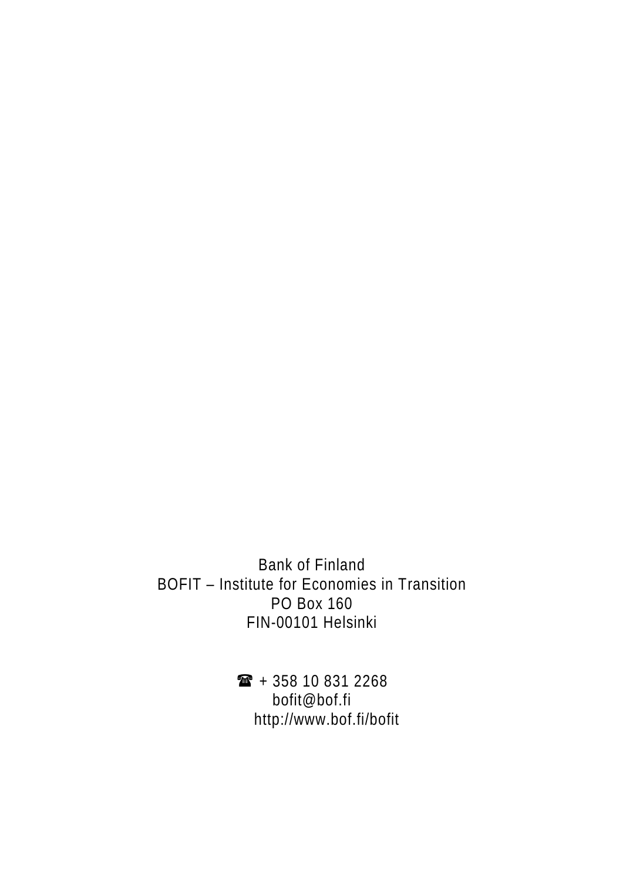Bank of Finland
BOFIT – Institute for Economies in Transition
PO Box 160
FIN-00101 Helsinki

☎ + 358 10 831 2268
bofit@bof.fi
http://www.bof.fi/bofit